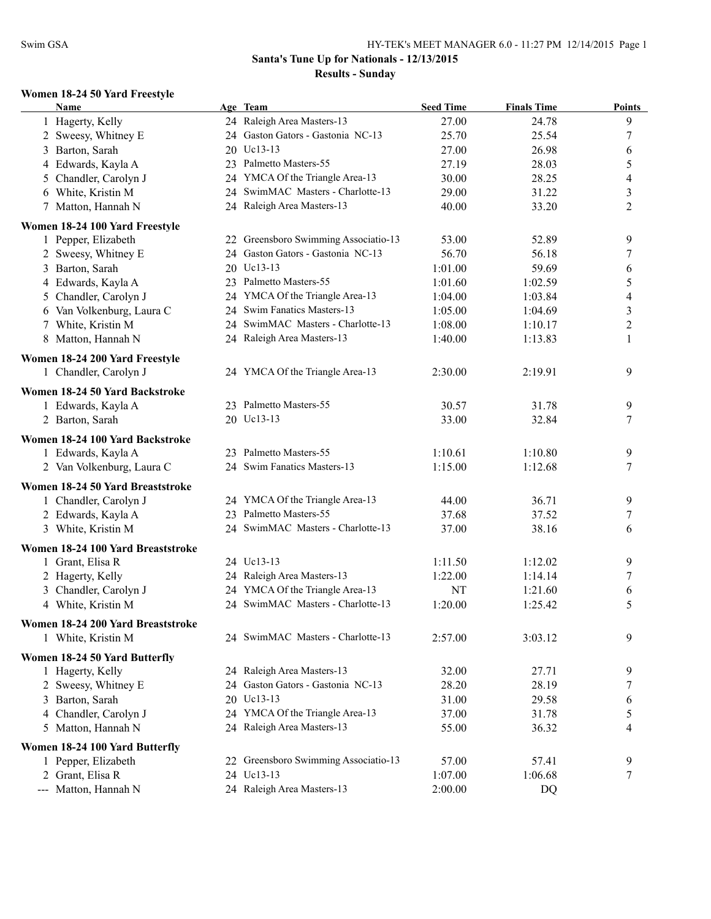# Santa's Tune Up for Nationals - 12/13/2015

## Results - Sunday

### Women 18-24 50 Yard Freestyle

| | Name | Age | Team | Seed Time | Finals Time | Points |
|---|---|---|---|---|---|---|
| 1 | Hagerty, Kelly | 24 | Raleigh Area Masters-13 | 27.00 | 24.78 | 9 |
| 2 | Sweesy, Whitney E | 24 | Gaston Gators - Gastonia NC-13 | 25.70 | 25.54 | 7 |
| 3 | Barton, Sarah | 20 | Uc13-13 | 27.00 | 26.98 | 6 |
| 4 | Edwards, Kayla A | 23 | Palmetto Masters-55 | 27.19 | 28.03 | 5 |
| 5 | Chandler, Carolyn J | 24 | YMCA Of the Triangle Area-13 | 30.00 | 28.25 | 4 |
| 6 | White, Kristin M | 24 | SwimMAC Masters - Charlotte-13 | 29.00 | 31.22 | 3 |
| 7 | Matton, Hannah N | 24 | Raleigh Area Masters-13 | 40.00 | 33.20 | 2 |

### Women 18-24 100 Yard Freestyle

| | Name | Age | Team | Seed Time | Finals Time | Points |
|---|---|---|---|---|---|---|
| 1 | Pepper, Elizabeth | 22 | Greensboro Swimming Associatio-13 | 53.00 | 52.89 | 9 |
| 2 | Sweesy, Whitney E | 24 | Gaston Gators - Gastonia NC-13 | 56.70 | 56.18 | 7 |
| 3 | Barton, Sarah | 20 | Uc13-13 | 1:01.00 | 59.69 | 6 |
| 4 | Edwards, Kayla A | 23 | Palmetto Masters-55 | 1:01.60 | 1:02.59 | 5 |
| 5 | Chandler, Carolyn J | 24 | YMCA Of the Triangle Area-13 | 1:04.00 | 1:03.84 | 4 |
| 6 | Van Volkenburg, Laura C | 24 | Swim Fanatics Masters-13 | 1:05.00 | 1:04.69 | 3 |
| 7 | White, Kristin M | 24 | SwimMAC Masters - Charlotte-13 | 1:08.00 | 1:10.17 | 2 |
| 8 | Matton, Hannah N | 24 | Raleigh Area Masters-13 | 1:40.00 | 1:13.83 | 1 |

### Women 18-24 200 Yard Freestyle

| | Name | Age | Team | Seed Time | Finals Time | Points |
|---|---|---|---|---|---|---|
| 1 | Chandler, Carolyn J | 24 | YMCA Of the Triangle Area-13 | 2:30.00 | 2:19.91 | 9 |

### Women 18-24 50 Yard Backstroke

| | Name | Age | Team | Seed Time | Finals Time | Points |
|---|---|---|---|---|---|---|
| 1 | Edwards, Kayla A | 23 | Palmetto Masters-55 | 30.57 | 31.78 | 9 |
| 2 | Barton, Sarah | 20 | Uc13-13 | 33.00 | 32.84 | 7 |

### Women 18-24 100 Yard Backstroke

| | Name | Age | Team | Seed Time | Finals Time | Points |
|---|---|---|---|---|---|---|
| 1 | Edwards, Kayla A | 23 | Palmetto Masters-55 | 1:10.61 | 1:10.80 | 9 |
| 2 | Van Volkenburg, Laura C | 24 | Swim Fanatics Masters-13 | 1:15.00 | 1:12.68 | 7 |

### Women 18-24 50 Yard Breaststroke

| | Name | Age | Team | Seed Time | Finals Time | Points |
|---|---|---|---|---|---|---|
| 1 | Chandler, Carolyn J | 24 | YMCA Of the Triangle Area-13 | 44.00 | 36.71 | 9 |
| 2 | Edwards, Kayla A | 23 | Palmetto Masters-55 | 37.68 | 37.52 | 7 |
| 3 | White, Kristin M | 24 | SwimMAC Masters - Charlotte-13 | 37.00 | 38.16 | 6 |

### Women 18-24 100 Yard Breaststroke

| | Name | Age | Team | Seed Time | Finals Time | Points |
|---|---|---|---|---|---|---|
| 1 | Grant, Elisa R | 24 | Uc13-13 | 1:11.50 | 1:12.02 | 9 |
| 2 | Hagerty, Kelly | 24 | Raleigh Area Masters-13 | 1:22.00 | 1:14.14 | 7 |
| 3 | Chandler, Carolyn J | 24 | YMCA Of the Triangle Area-13 | NT | 1:21.60 | 6 |
| 4 | White, Kristin M | 24 | SwimMAC Masters - Charlotte-13 | 1:20.00 | 1:25.42 | 5 |

### Women 18-24 200 Yard Breaststroke

| | Name | Age | Team | Seed Time | Finals Time | Points |
|---|---|---|---|---|---|---|
| 1 | White, Kristin M | 24 | SwimMAC Masters - Charlotte-13 | 2:57.00 | 3:03.12 | 9 |

### Women 18-24 50 Yard Butterfly

| | Name | Age | Team | Seed Time | Finals Time | Points |
|---|---|---|---|---|---|---|
| 1 | Hagerty, Kelly | 24 | Raleigh Area Masters-13 | 32.00 | 27.71 | 9 |
| 2 | Sweesy, Whitney E | 24 | Gaston Gators - Gastonia NC-13 | 28.20 | 28.19 | 7 |
| 3 | Barton, Sarah | 20 | Uc13-13 | 31.00 | 29.58 | 6 |
| 4 | Chandler, Carolyn J | 24 | YMCA Of the Triangle Area-13 | 37.00 | 31.78 | 5 |
| 5 | Matton, Hannah N | 24 | Raleigh Area Masters-13 | 55.00 | 36.32 | 4 |

### Women 18-24 100 Yard Butterfly

| | Name | Age | Team | Seed Time | Finals Time | Points |
|---|---|---|---|---|---|---|
| 1 | Pepper, Elizabeth | 22 | Greensboro Swimming Associatio-13 | 57.00 | 57.41 | 9 |
| 2 | Grant, Elisa R | 24 | Uc13-13 | 1:07.00 | 1:06.68 | 7 |
| --- | Matton, Hannah N | 24 | Raleigh Area Masters-13 | 2:00.00 | DQ | |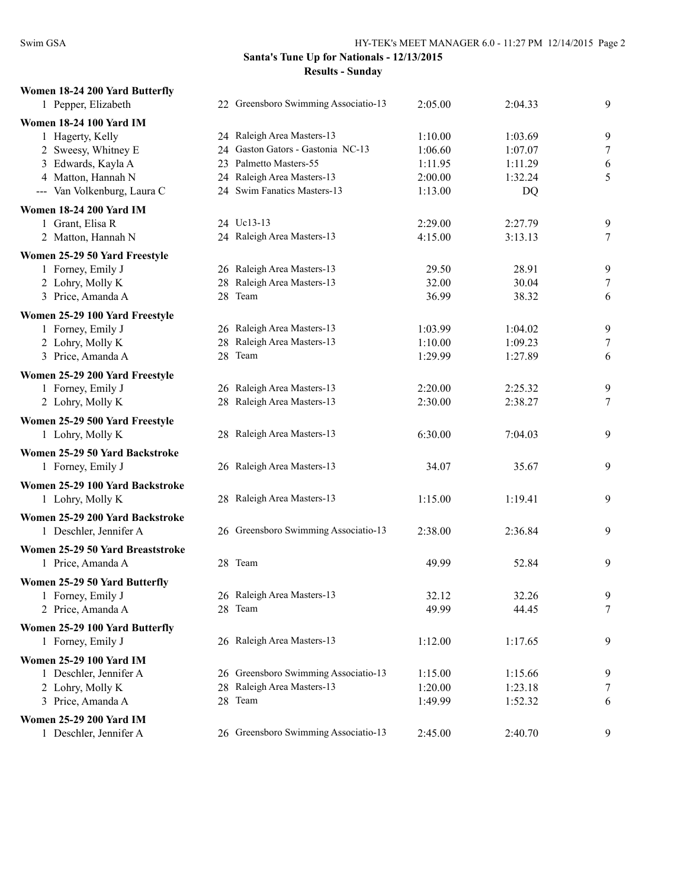## Santa's Tune Up for Nationals - 12/13/2015

### Results - Sunday

**Women 18-24 200 Yard Butterfly**

| Place | Name | Age | Team | Seed Time | Finals Time | Points |
|---|---|---|---|---|---|---|
| 1 | Pepper, Elizabeth | 22 | Greensboro Swimming Associatio-13 | 2:05.00 | 2:04.33 | 9 |

**Women 18-24 100 Yard IM**

| Place | Name | Age | Team | Seed Time | Finals Time | Points |
|---|---|---|---|---|---|---|
| 1 | Hagerty, Kelly | 24 | Raleigh Area Masters-13 | 1:10.00 | 1:03.69 | 9 |
| 2 | Sweesy, Whitney E | 24 | Gaston Gators - Gastonia NC-13 | 1:06.60 | 1:07.07 | 7 |
| 3 | Edwards, Kayla A | 23 | Palmetto Masters-55 | 1:11.95 | 1:11.29 | 6 |
| 4 | Matton, Hannah N | 24 | Raleigh Area Masters-13 | 2:00.00 | 1:32.24 | 5 |
| --- | Van Volkenburg, Laura C | 24 | Swim Fanatics Masters-13 | 1:13.00 | DQ | |

**Women 18-24 200 Yard IM**

| Place | Name | Age | Team | Seed Time | Finals Time | Points |
|---|---|---|---|---|---|---|
| 1 | Grant, Elisa R | 24 | Uc13-13 | 2:29.00 | 2:27.79 | 9 |
| 2 | Matton, Hannah N | 24 | Raleigh Area Masters-13 | 4:15.00 | 3:13.13 | 7 |

**Women 25-29 50 Yard Freestyle**

| Place | Name | Age | Team | Seed Time | Finals Time | Points |
|---|---|---|---|---|---|---|
| 1 | Forney, Emily J | 26 | Raleigh Area Masters-13 | 29.50 | 28.91 | 9 |
| 2 | Lohry, Molly K | 28 | Raleigh Area Masters-13 | 32.00 | 30.04 | 7 |
| 3 | Price, Amanda A | 28 | Team | 36.99 | 38.32 | 6 |

**Women 25-29 100 Yard Freestyle**

| Place | Name | Age | Team | Seed Time | Finals Time | Points |
|---|---|---|---|---|---|---|
| 1 | Forney, Emily J | 26 | Raleigh Area Masters-13 | 1:03.99 | 1:04.02 | 9 |
| 2 | Lohry, Molly K | 28 | Raleigh Area Masters-13 | 1:10.00 | 1:09.23 | 7 |
| 3 | Price, Amanda A | 28 | Team | 1:29.99 | 1:27.89 | 6 |

**Women 25-29 200 Yard Freestyle**

| Place | Name | Age | Team | Seed Time | Finals Time | Points |
|---|---|---|---|---|---|---|
| 1 | Forney, Emily J | 26 | Raleigh Area Masters-13 | 2:20.00 | 2:25.32 | 9 |
| 2 | Lohry, Molly K | 28 | Raleigh Area Masters-13 | 2:30.00 | 2:38.27 | 7 |

**Women 25-29 500 Yard Freestyle**

| Place | Name | Age | Team | Seed Time | Finals Time | Points |
|---|---|---|---|---|---|---|
| 1 | Lohry, Molly K | 28 | Raleigh Area Masters-13 | 6:30.00 | 7:04.03 | 9 |

**Women 25-29 50 Yard Backstroke**

| Place | Name | Age | Team | Seed Time | Finals Time | Points |
|---|---|---|---|---|---|---|
| 1 | Forney, Emily J | 26 | Raleigh Area Masters-13 | 34.07 | 35.67 | 9 |

**Women 25-29 100 Yard Backstroke**

| Place | Name | Age | Team | Seed Time | Finals Time | Points |
|---|---|---|---|---|---|---|
| 1 | Lohry, Molly K | 28 | Raleigh Area Masters-13 | 1:15.00 | 1:19.41 | 9 |

**Women 25-29 200 Yard Backstroke**

| Place | Name | Age | Team | Seed Time | Finals Time | Points |
|---|---|---|---|---|---|---|
| 1 | Deschler, Jennifer A | 26 | Greensboro Swimming Associatio-13 | 2:38.00 | 2:36.84 | 9 |

**Women 25-29 50 Yard Breaststroke**

| Place | Name | Age | Team | Seed Time | Finals Time | Points |
|---|---|---|---|---|---|---|
| 1 | Price, Amanda A | 28 | Team | 49.99 | 52.84 | 9 |

**Women 25-29 50 Yard Butterfly**

| Place | Name | Age | Team | Seed Time | Finals Time | Points |
|---|---|---|---|---|---|---|
| 1 | Forney, Emily J | 26 | Raleigh Area Masters-13 | 32.12 | 32.26 | 9 |
| 2 | Price, Amanda A | 28 | Team | 49.99 | 44.45 | 7 |

**Women 25-29 100 Yard Butterfly**

| Place | Name | Age | Team | Seed Time | Finals Time | Points |
|---|---|---|---|---|---|---|
| 1 | Forney, Emily J | 26 | Raleigh Area Masters-13 | 1:12.00 | 1:17.65 | 9 |

**Women 25-29 100 Yard IM**

| Place | Name | Age | Team | Seed Time | Finals Time | Points |
|---|---|---|---|---|---|---|
| 1 | Deschler, Jennifer A | 26 | Greensboro Swimming Associatio-13 | 1:15.00 | 1:15.66 | 9 |
| 2 | Lohry, Molly K | 28 | Raleigh Area Masters-13 | 1:20.00 | 1:23.18 | 7 |
| 3 | Price, Amanda A | 28 | Team | 1:49.99 | 1:52.32 | 6 |

**Women 25-29 200 Yard IM**

| Place | Name | Age | Team | Seed Time | Finals Time | Points |
|---|---|---|---|---|---|---|
| 1 | Deschler, Jennifer A | 26 | Greensboro Swimming Associatio-13 | 2:45.00 | 2:40.70 | 9 |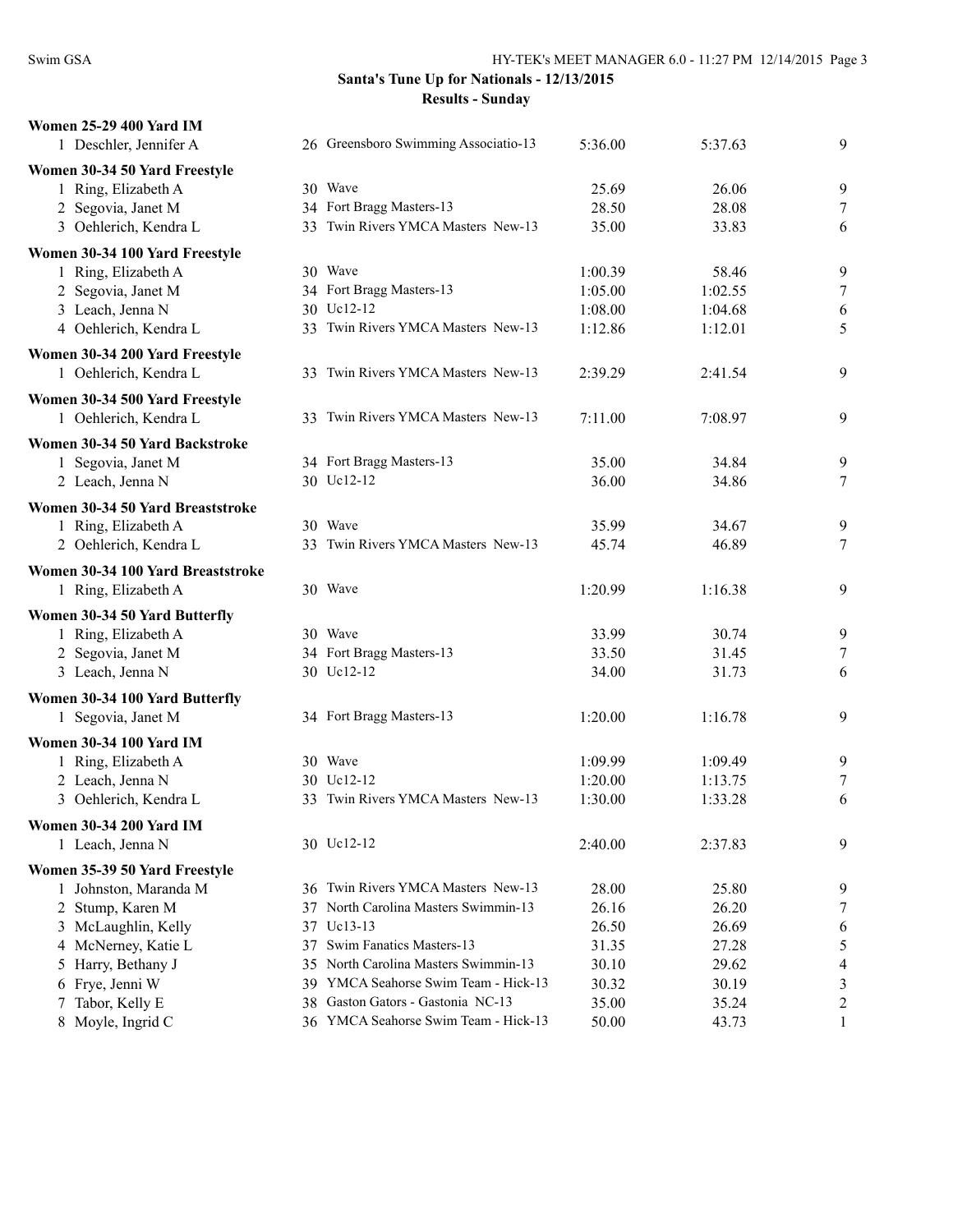**Santa's Tune Up for Nationals - 12/13/2015**

**Results - Sunday**

**Women 25-29 400 Yard IM**

| | Name | Age | Team | Seed | Finals | Points |
|---|---|---|---|---|---|---|
| 1 | Deschler, Jennifer A | 26 | Greensboro Swimming Associatio-13 | 5:36.00 | 5:37.63 | 9 |

**Women 30-34 50 Yard Freestyle**

| | Name | Age | Team | Seed | Finals | Points |
|---|---|---|---|---|---|---|
| 1 | Ring, Elizabeth A | 30 | Wave | 25.69 | 26.06 | 9 |
| 2 | Segovia, Janet M | 34 | Fort Bragg Masters-13 | 28.50 | 28.08 | 7 |
| 3 | Oehlerich, Kendra L | 33 | Twin Rivers YMCA Masters New-13 | 35.00 | 33.83 | 6 |

**Women 30-34 100 Yard Freestyle**

| | Name | Age | Team | Seed | Finals | Points |
|---|---|---|---|---|---|---|
| 1 | Ring, Elizabeth A | 30 | Wave | 1:00.39 | 58.46 | 9 |
| 2 | Segovia, Janet M | 34 | Fort Bragg Masters-13 | 1:05.00 | 1:02.55 | 7 |
| 3 | Leach, Jenna N | 30 | Uc12-12 | 1:08.00 | 1:04.68 | 6 |
| 4 | Oehlerich, Kendra L | 33 | Twin Rivers YMCA Masters New-13 | 1:12.86 | 1:12.01 | 5 |

**Women 30-34 200 Yard Freestyle**

| | Name | Age | Team | Seed | Finals | Points |
|---|---|---|---|---|---|---|
| 1 | Oehlerich, Kendra L | 33 | Twin Rivers YMCA Masters New-13 | 2:39.29 | 2:41.54 | 9 |

**Women 30-34 500 Yard Freestyle**

| | Name | Age | Team | Seed | Finals | Points |
|---|---|---|---|---|---|---|
| 1 | Oehlerich, Kendra L | 33 | Twin Rivers YMCA Masters New-13 | 7:11.00 | 7:08.97 | 9 |

**Women 30-34 50 Yard Backstroke**

| | Name | Age | Team | Seed | Finals | Points |
|---|---|---|---|---|---|---|
| 1 | Segovia, Janet M | 34 | Fort Bragg Masters-13 | 35.00 | 34.84 | 9 |
| 2 | Leach, Jenna N | 30 | Uc12-12 | 36.00 | 34.86 | 7 |

**Women 30-34 50 Yard Breaststroke**

| | Name | Age | Team | Seed | Finals | Points |
|---|---|---|---|---|---|---|
| 1 | Ring, Elizabeth A | 30 | Wave | 35.99 | 34.67 | 9 |
| 2 | Oehlerich, Kendra L | 33 | Twin Rivers YMCA Masters New-13 | 45.74 | 46.89 | 7 |

**Women 30-34 100 Yard Breaststroke**

| | Name | Age | Team | Seed | Finals | Points |
|---|---|---|---|---|---|---|
| 1 | Ring, Elizabeth A | 30 | Wave | 1:20.99 | 1:16.38 | 9 |

**Women 30-34 50 Yard Butterfly**

| | Name | Age | Team | Seed | Finals | Points |
|---|---|---|---|---|---|---|
| 1 | Ring, Elizabeth A | 30 | Wave | 33.99 | 30.74 | 9 |
| 2 | Segovia, Janet M | 34 | Fort Bragg Masters-13 | 33.50 | 31.45 | 7 |
| 3 | Leach, Jenna N | 30 | Uc12-12 | 34.00 | 31.73 | 6 |

**Women 30-34 100 Yard Butterfly**

| | Name | Age | Team | Seed | Finals | Points |
|---|---|---|---|---|---|---|
| 1 | Segovia, Janet M | 34 | Fort Bragg Masters-13 | 1:20.00 | 1:16.78 | 9 |

**Women 30-34 100 Yard IM**

| | Name | Age | Team | Seed | Finals | Points |
|---|---|---|---|---|---|---|
| 1 | Ring, Elizabeth A | 30 | Wave | 1:09.99 | 1:09.49 | 9 |
| 2 | Leach, Jenna N | 30 | Uc12-12 | 1:20.00 | 1:13.75 | 7 |
| 3 | Oehlerich, Kendra L | 33 | Twin Rivers YMCA Masters New-13 | 1:30.00 | 1:33.28 | 6 |

**Women 30-34 200 Yard IM**

| | Name | Age | Team | Seed | Finals | Points |
|---|---|---|---|---|---|---|
| 1 | Leach, Jenna N | 30 | Uc12-12 | 2:40.00 | 2:37.83 | 9 |

**Women 35-39 50 Yard Freestyle**

| | Name | Age | Team | Seed | Finals | Points |
|---|---|---|---|---|---|---|
| 1 | Johnston, Maranda M | 36 | Twin Rivers YMCA Masters New-13 | 28.00 | 25.80 | 9 |
| 2 | Stump, Karen M | 37 | North Carolina Masters Swimmin-13 | 26.16 | 26.20 | 7 |
| 3 | McLaughlin, Kelly | 37 | Uc13-13 | 26.50 | 26.69 | 6 |
| 4 | McNerney, Katie L | 37 | Swim Fanatics Masters-13 | 31.35 | 27.28 | 5 |
| 5 | Harry, Bethany J | 35 | North Carolina Masters Swimmin-13 | 30.10 | 29.62 | 4 |
| 6 | Frye, Jenni W | 39 | YMCA Seahorse Swim Team - Hick-13 | 30.32 | 30.19 | 3 |
| 7 | Tabor, Kelly E | 38 | Gaston Gators - Gastonia NC-13 | 35.00 | 35.24 | 2 |
| 8 | Moyle, Ingrid C | 36 | YMCA Seahorse Swim Team - Hick-13 | 50.00 | 43.73 | 1 |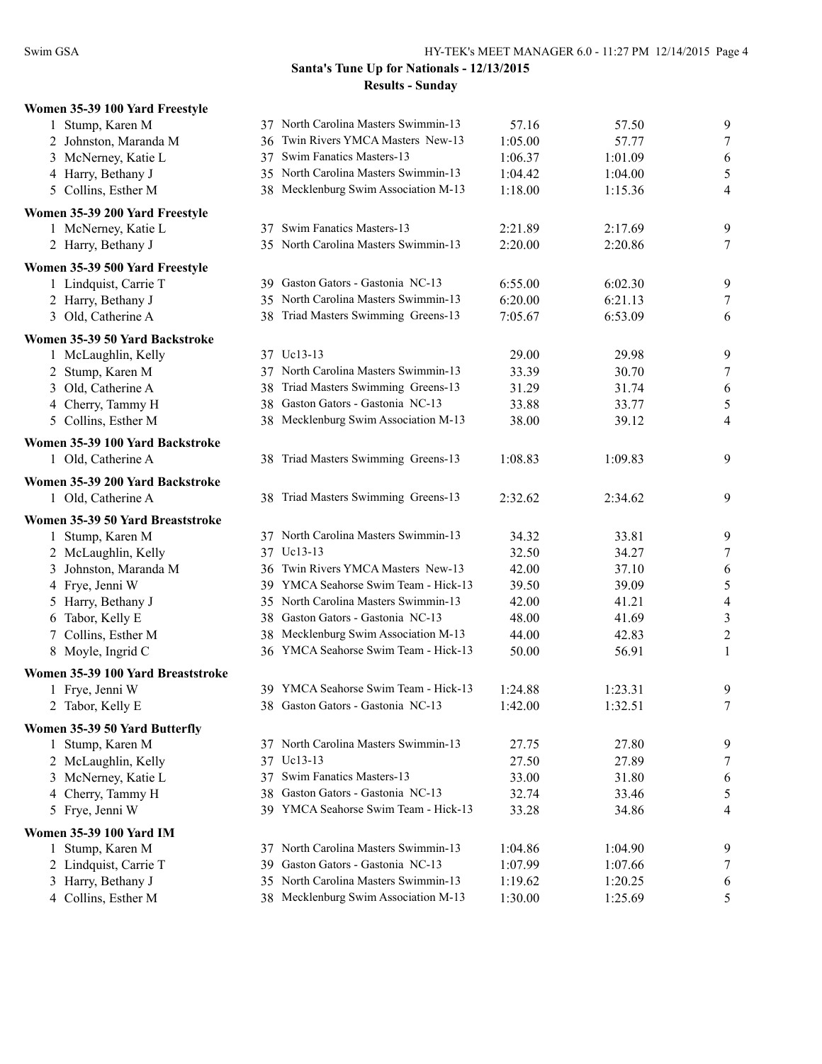## Santa's Tune Up for Nationals - 12/13/2015

### Results - Sunday

**Women 35-39 100 Yard Freestyle**

| Place | Name | Age | Team | Seed Time | Finals Time | Points |
|---|---|---|---|---|---|---|
| 1 | Stump, Karen M | 37 | North Carolina Masters Swimmin-13 | 57.16 | 57.50 | 9 |
| 2 | Johnston, Maranda M | 36 | Twin Rivers YMCA Masters New-13 | 1:05.00 | 57.77 | 7 |
| 3 | McNerney, Katie L | 37 | Swim Fanatics Masters-13 | 1:06.37 | 1:01.09 | 6 |
| 4 | Harry, Bethany J | 35 | North Carolina Masters Swimmin-13 | 1:04.42 | 1:04.00 | 5 |
| 5 | Collins, Esther M | 38 | Mecklenburg Swim Association M-13 | 1:18.00 | 1:15.36 | 4 |

**Women 35-39 200 Yard Freestyle**

| Place | Name | Age | Team | Seed Time | Finals Time | Points |
|---|---|---|---|---|---|---|
| 1 | McNerney, Katie L | 37 | Swim Fanatics Masters-13 | 2:21.89 | 2:17.69 | 9 |
| 2 | Harry, Bethany J | 35 | North Carolina Masters Swimmin-13 | 2:20.00 | 2:20.86 | 7 |

**Women 35-39 500 Yard Freestyle**

| Place | Name | Age | Team | Seed Time | Finals Time | Points |
|---|---|---|---|---|---|---|
| 1 | Lindquist, Carrie T | 39 | Gaston Gators - Gastonia NC-13 | 6:55.00 | 6:02.30 | 9 |
| 2 | Harry, Bethany J | 35 | North Carolina Masters Swimmin-13 | 6:20.00 | 6:21.13 | 7 |
| 3 | Old, Catherine A | 38 | Triad Masters Swimming Greens-13 | 7:05.67 | 6:53.09 | 6 |

**Women 35-39 50 Yard Backstroke**

| Place | Name | Age | Team | Seed Time | Finals Time | Points |
|---|---|---|---|---|---|---|
| 1 | McLaughlin, Kelly | 37 | Uc13-13 | 29.00 | 29.98 | 9 |
| 2 | Stump, Karen M | 37 | North Carolina Masters Swimmin-13 | 33.39 | 30.70 | 7 |
| 3 | Old, Catherine A | 38 | Triad Masters Swimming Greens-13 | 31.29 | 31.74 | 6 |
| 4 | Cherry, Tammy H | 38 | Gaston Gators - Gastonia NC-13 | 33.88 | 33.77 | 5 |
| 5 | Collins, Esther M | 38 | Mecklenburg Swim Association M-13 | 38.00 | 39.12 | 4 |

**Women 35-39 100 Yard Backstroke**

| Place | Name | Age | Team | Seed Time | Finals Time | Points |
|---|---|---|---|---|---|---|
| 1 | Old, Catherine A | 38 | Triad Masters Swimming Greens-13 | 1:08.83 | 1:09.83 | 9 |

**Women 35-39 200 Yard Backstroke**

| Place | Name | Age | Team | Seed Time | Finals Time | Points |
|---|---|---|---|---|---|---|
| 1 | Old, Catherine A | 38 | Triad Masters Swimming Greens-13 | 2:32.62 | 2:34.62 | 9 |

**Women 35-39 50 Yard Breaststroke**

| Place | Name | Age | Team | Seed Time | Finals Time | Points |
|---|---|---|---|---|---|---|
| 1 | Stump, Karen M | 37 | North Carolina Masters Swimmin-13 | 34.32 | 33.81 | 9 |
| 2 | McLaughlin, Kelly | 37 | Uc13-13 | 32.50 | 34.27 | 7 |
| 3 | Johnston, Maranda M | 36 | Twin Rivers YMCA Masters New-13 | 42.00 | 37.10 | 6 |
| 4 | Frye, Jenni W | 39 | YMCA Seahorse Swim Team - Hick-13 | 39.50 | 39.09 | 5 |
| 5 | Harry, Bethany J | 35 | North Carolina Masters Swimmin-13 | 42.00 | 41.21 | 4 |
| 6 | Tabor, Kelly E | 38 | Gaston Gators - Gastonia NC-13 | 48.00 | 41.69 | 3 |
| 7 | Collins, Esther M | 38 | Mecklenburg Swim Association M-13 | 44.00 | 42.83 | 2 |
| 8 | Moyle, Ingrid C | 36 | YMCA Seahorse Swim Team - Hick-13 | 50.00 | 56.91 | 1 |

**Women 35-39 100 Yard Breaststroke**

| Place | Name | Age | Team | Seed Time | Finals Time | Points |
|---|---|---|---|---|---|---|
| 1 | Frye, Jenni W | 39 | YMCA Seahorse Swim Team - Hick-13 | 1:24.88 | 1:23.31 | 9 |
| 2 | Tabor, Kelly E | 38 | Gaston Gators - Gastonia NC-13 | 1:42.00 | 1:32.51 | 7 |

**Women 35-39 50 Yard Butterfly**

| Place | Name | Age | Team | Seed Time | Finals Time | Points |
|---|---|---|---|---|---|---|
| 1 | Stump, Karen M | 37 | North Carolina Masters Swimmin-13 | 27.75 | 27.80 | 9 |
| 2 | McLaughlin, Kelly | 37 | Uc13-13 | 27.50 | 27.89 | 7 |
| 3 | McNerney, Katie L | 37 | Swim Fanatics Masters-13 | 33.00 | 31.80 | 6 |
| 4 | Cherry, Tammy H | 38 | Gaston Gators - Gastonia NC-13 | 32.74 | 33.46 | 5 |
| 5 | Frye, Jenni W | 39 | YMCA Seahorse Swim Team - Hick-13 | 33.28 | 34.86 | 4 |

**Women 35-39 100 Yard IM**

| Place | Name | Age | Team | Seed Time | Finals Time | Points |
|---|---|---|---|---|---|---|
| 1 | Stump, Karen M | 37 | North Carolina Masters Swimmin-13 | 1:04.86 | 1:04.90 | 9 |
| 2 | Lindquist, Carrie T | 39 | Gaston Gators - Gastonia NC-13 | 1:07.99 | 1:07.66 | 7 |
| 3 | Harry, Bethany J | 35 | North Carolina Masters Swimmin-13 | 1:19.62 | 1:20.25 | 6 |
| 4 | Collins, Esther M | 38 | Mecklenburg Swim Association M-13 | 1:30.00 | 1:25.69 | 5 |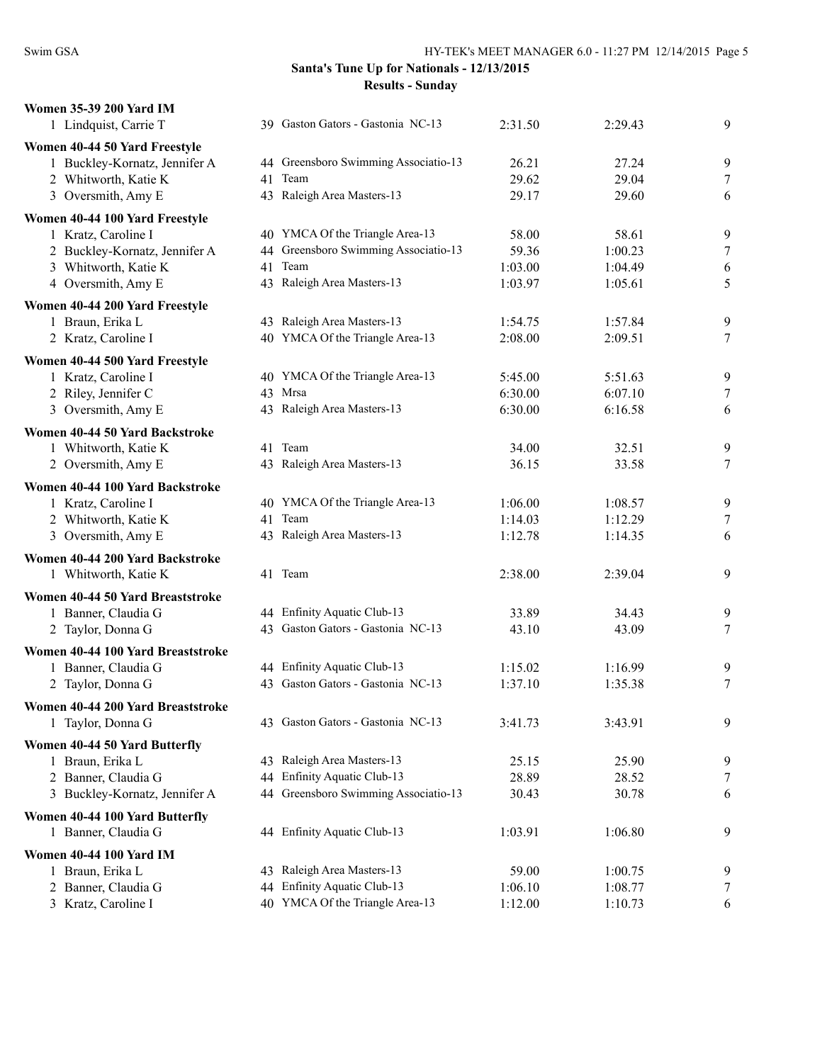**Santa's Tune Up for Nationals - 12/13/2015**

**Results - Sunday**

**Women 35-39 200 Yard IM**

| | Name | Age | Team | Seed | Finals | Points |
|---|---|---|---|---|---|---|
| 1 | Lindquist, Carrie T | 39 | Gaston Gators - Gastonia NC-13 | 2:31.50 | 2:29.43 | 9 |

**Women 40-44 50 Yard Freestyle**

| | Name | Age | Team | Seed | Finals | Points |
|---|---|---|---|---|---|---|
| 1 | Buckley-Kornatz, Jennifer A | 44 | Greensboro Swimming Associatio-13 | 26.21 | 27.24 | 9 |
| 2 | Whitworth, Katie K | 41 | Team | 29.62 | 29.04 | 7 |
| 3 | Oversmith, Amy E | 43 | Raleigh Area Masters-13 | 29.17 | 29.60 | 6 |

**Women 40-44 100 Yard Freestyle**

| | Name | Age | Team | Seed | Finals | Points |
|---|---|---|---|---|---|---|
| 1 | Kratz, Caroline I | 40 | YMCA Of the Triangle Area-13 | 58.00 | 58.61 | 9 |
| 2 | Buckley-Kornatz, Jennifer A | 44 | Greensboro Swimming Associatio-13 | 59.36 | 1:00.23 | 7 |
| 3 | Whitworth, Katie K | 41 | Team | 1:03.00 | 1:04.49 | 6 |
| 4 | Oversmith, Amy E | 43 | Raleigh Area Masters-13 | 1:03.97 | 1:05.61 | 5 |

**Women 40-44 200 Yard Freestyle**

| | Name | Age | Team | Seed | Finals | Points |
|---|---|---|---|---|---|---|
| 1 | Braun, Erika L | 43 | Raleigh Area Masters-13 | 1:54.75 | 1:57.84 | 9 |
| 2 | Kratz, Caroline I | 40 | YMCA Of the Triangle Area-13 | 2:08.00 | 2:09.51 | 7 |

**Women 40-44 500 Yard Freestyle**

| | Name | Age | Team | Seed | Finals | Points |
|---|---|---|---|---|---|---|
| 1 | Kratz, Caroline I | 40 | YMCA Of the Triangle Area-13 | 5:45.00 | 5:51.63 | 9 |
| 2 | Riley, Jennifer C | 43 | Mrsa | 6:30.00 | 6:07.10 | 7 |
| 3 | Oversmith, Amy E | 43 | Raleigh Area Masters-13 | 6:30.00 | 6:16.58 | 6 |

**Women 40-44 50 Yard Backstroke**

| | Name | Age | Team | Seed | Finals | Points |
|---|---|---|---|---|---|---|
| 1 | Whitworth, Katie K | 41 | Team | 34.00 | 32.51 | 9 |
| 2 | Oversmith, Amy E | 43 | Raleigh Area Masters-13 | 36.15 | 33.58 | 7 |

**Women 40-44 100 Yard Backstroke**

| | Name | Age | Team | Seed | Finals | Points |
|---|---|---|---|---|---|---|
| 1 | Kratz, Caroline I | 40 | YMCA Of the Triangle Area-13 | 1:06.00 | 1:08.57 | 9 |
| 2 | Whitworth, Katie K | 41 | Team | 1:14.03 | 1:12.29 | 7 |
| 3 | Oversmith, Amy E | 43 | Raleigh Area Masters-13 | 1:12.78 | 1:14.35 | 6 |

**Women 40-44 200 Yard Backstroke**

| | Name | Age | Team | Seed | Finals | Points |
|---|---|---|---|---|---|---|
| 1 | Whitworth, Katie K | 41 | Team | 2:38.00 | 2:39.04 | 9 |

**Women 40-44 50 Yard Breaststroke**

| | Name | Age | Team | Seed | Finals | Points |
|---|---|---|---|---|---|---|
| 1 | Banner, Claudia G | 44 | Enfinity Aquatic Club-13 | 33.89 | 34.43 | 9 |
| 2 | Taylor, Donna G | 43 | Gaston Gators - Gastonia NC-13 | 43.10 | 43.09 | 7 |

**Women 40-44 100 Yard Breaststroke**

| | Name | Age | Team | Seed | Finals | Points |
|---|---|---|---|---|---|---|
| 1 | Banner, Claudia G | 44 | Enfinity Aquatic Club-13 | 1:15.02 | 1:16.99 | 9 |
| 2 | Taylor, Donna G | 43 | Gaston Gators - Gastonia NC-13 | 1:37.10 | 1:35.38 | 7 |

**Women 40-44 200 Yard Breaststroke**

| | Name | Age | Team | Seed | Finals | Points |
|---|---|---|---|---|---|---|
| 1 | Taylor, Donna G | 43 | Gaston Gators - Gastonia NC-13 | 3:41.73 | 3:43.91 | 9 |

**Women 40-44 50 Yard Butterfly**

| | Name | Age | Team | Seed | Finals | Points |
|---|---|---|---|---|---|---|
| 1 | Braun, Erika L | 43 | Raleigh Area Masters-13 | 25.15 | 25.90 | 9 |
| 2 | Banner, Claudia G | 44 | Enfinity Aquatic Club-13 | 28.89 | 28.52 | 7 |
| 3 | Buckley-Kornatz, Jennifer A | 44 | Greensboro Swimming Associatio-13 | 30.43 | 30.78 | 6 |

**Women 40-44 100 Yard Butterfly**

| | Name | Age | Team | Seed | Finals | Points |
|---|---|---|---|---|---|---|
| 1 | Banner, Claudia G | 44 | Enfinity Aquatic Club-13 | 1:03.91 | 1:06.80 | 9 |

**Women 40-44 100 Yard IM**

| | Name | Age | Team | Seed | Finals | Points |
|---|---|---|---|---|---|---|
| 1 | Braun, Erika L | 43 | Raleigh Area Masters-13 | 59.00 | 1:00.75 | 9 |
| 2 | Banner, Claudia G | 44 | Enfinity Aquatic Club-13 | 1:06.10 | 1:08.77 | 7 |
| 3 | Kratz, Caroline I | 40 | YMCA Of the Triangle Area-13 | 1:12.00 | 1:10.73 | 6 |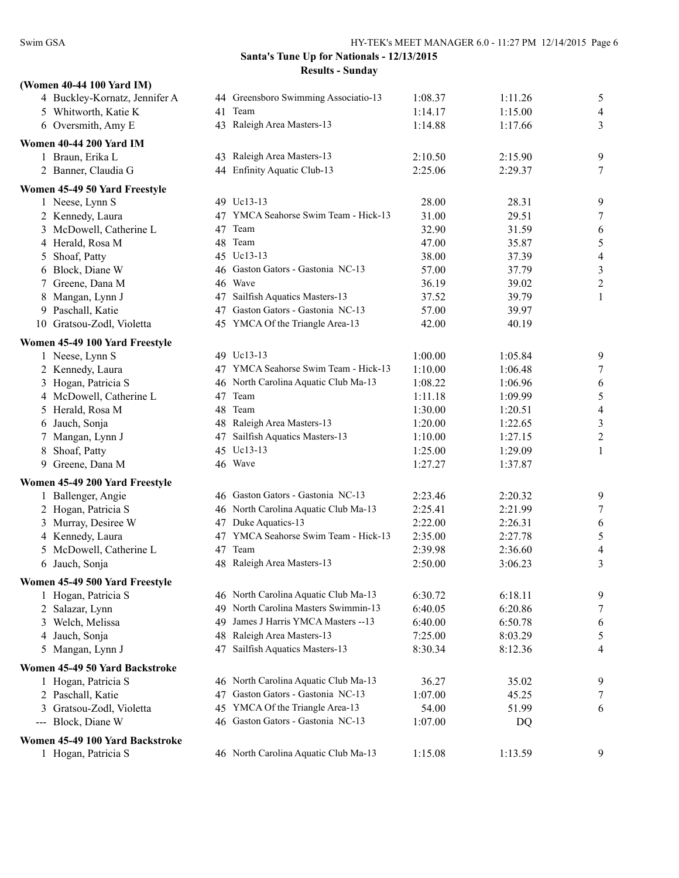## Santa's Tune Up for Nationals - 12/13/2015

### Results - Sunday

**(Women 40-44 100 Yard IM)**

| Place | Name | Age | Team | Seed Time | Finals Time | Points |
|---|---|---|---|---|---|---|
| 4 | Buckley-Kornatz, Jennifer A | 44 | Greensboro Swimming Associatio-13 | 1:08.37 | 1:11.26 | 5 |
| 5 | Whitworth, Katie K | 41 | Team | 1:14.17 | 1:15.00 | 4 |
| 6 | Oversmith, Amy E | 43 | Raleigh Area Masters-13 | 1:14.88 | 1:17.66 | 3 |

**Women 40-44 200 Yard IM**

| Place | Name | Age | Team | Seed Time | Finals Time | Points |
|---|---|---|---|---|---|---|
| 1 | Braun, Erika L | 43 | Raleigh Area Masters-13 | 2:10.50 | 2:15.90 | 9 |
| 2 | Banner, Claudia G | 44 | Enfinity Aquatic Club-13 | 2:25.06 | 2:29.37 | 7 |

**Women 45-49 50 Yard Freestyle**

| Place | Name | Age | Team | Seed Time | Finals Time | Points |
|---|---|---|---|---|---|---|
| 1 | Neese, Lynn S | 49 | Uc13-13 | 28.00 | 28.31 | 9 |
| 2 | Kennedy, Laura | 47 | YMCA Seahorse Swim Team - Hick-13 | 31.00 | 29.51 | 7 |
| 3 | McDowell, Catherine L | 47 | Team | 32.90 | 31.59 | 6 |
| 4 | Herald, Rosa M | 48 | Team | 47.00 | 35.87 | 5 |
| 5 | Shoaf, Patty | 45 | Uc13-13 | 38.00 | 37.39 | 4 |
| 6 | Block, Diane W | 46 | Gaston Gators - Gastonia NC-13 | 57.00 | 37.79 | 3 |
| 7 | Greene, Dana M | 46 | Wave | 36.19 | 39.02 | 2 |
| 8 | Mangan, Lynn J | 47 | Sailfish Aquatics Masters-13 | 37.52 | 39.79 | 1 |
| 9 | Paschall, Katie | 47 | Gaston Gators - Gastonia NC-13 | 57.00 | 39.97 | |
| 10 | Gratsou-Zodl, Violetta | 45 | YMCA Of the Triangle Area-13 | 42.00 | 40.19 | |

**Women 45-49 100 Yard Freestyle**

| Place | Name | Age | Team | Seed Time | Finals Time | Points |
|---|---|---|---|---|---|---|
| 1 | Neese, Lynn S | 49 | Uc13-13 | 1:00.00 | 1:05.84 | 9 |
| 2 | Kennedy, Laura | 47 | YMCA Seahorse Swim Team - Hick-13 | 1:10.00 | 1:06.48 | 7 |
| 3 | Hogan, Patricia S | 46 | North Carolina Aquatic Club Ma-13 | 1:08.22 | 1:06.96 | 6 |
| 4 | McDowell, Catherine L | 47 | Team | 1:11.18 | 1:09.99 | 5 |
| 5 | Herald, Rosa M | 48 | Team | 1:30.00 | 1:20.51 | 4 |
| 6 | Jauch, Sonja | 48 | Raleigh Area Masters-13 | 1:20.00 | 1:22.65 | 3 |
| 7 | Mangan, Lynn J | 47 | Sailfish Aquatics Masters-13 | 1:10.00 | 1:27.15 | 2 |
| 8 | Shoaf, Patty | 45 | Uc13-13 | 1:25.00 | 1:29.09 | 1 |
| 9 | Greene, Dana M | 46 | Wave | 1:27.27 | 1:37.87 | |

**Women 45-49 200 Yard Freestyle**

| Place | Name | Age | Team | Seed Time | Finals Time | Points |
|---|---|---|---|---|---|---|
| 1 | Ballenger, Angie | 46 | Gaston Gators - Gastonia NC-13 | 2:23.46 | 2:20.32 | 9 |
| 2 | Hogan, Patricia S | 46 | North Carolina Aquatic Club Ma-13 | 2:25.41 | 2:21.99 | 7 |
| 3 | Murray, Desiree W | 47 | Duke Aquatics-13 | 2:22.00 | 2:26.31 | 6 |
| 4 | Kennedy, Laura | 47 | YMCA Seahorse Swim Team - Hick-13 | 2:35.00 | 2:27.78 | 5 |
| 5 | McDowell, Catherine L | 47 | Team | 2:39.98 | 2:36.60 | 4 |
| 6 | Jauch, Sonja | 48 | Raleigh Area Masters-13 | 2:50.00 | 3:06.23 | 3 |

**Women 45-49 500 Yard Freestyle**

| Place | Name | Age | Team | Seed Time | Finals Time | Points |
|---|---|---|---|---|---|---|
| 1 | Hogan, Patricia S | 46 | North Carolina Aquatic Club Ma-13 | 6:30.72 | 6:18.11 | 9 |
| 2 | Salazar, Lynn | 49 | North Carolina Masters Swimmin-13 | 6:40.05 | 6:20.86 | 7 |
| 3 | Welch, Melissa | 49 | James J Harris YMCA Masters --13 | 6:40.00 | 6:50.78 | 6 |
| 4 | Jauch, Sonja | 48 | Raleigh Area Masters-13 | 7:25.00 | 8:03.29 | 5 |
| 5 | Mangan, Lynn J | 47 | Sailfish Aquatics Masters-13 | 8:30.34 | 8:12.36 | 4 |

**Women 45-49 50 Yard Backstroke**

| Place | Name | Age | Team | Seed Time | Finals Time | Points |
|---|---|---|---|---|---|---|
| 1 | Hogan, Patricia S | 46 | North Carolina Aquatic Club Ma-13 | 36.27 | 35.02 | 9 |
| 2 | Paschall, Katie | 47 | Gaston Gators - Gastonia NC-13 | 1:07.00 | 45.25 | 7 |
| 3 | Gratsou-Zodl, Violetta | 45 | YMCA Of the Triangle Area-13 | 54.00 | 51.99 | 6 |
| --- | Block, Diane W | 46 | Gaston Gators - Gastonia NC-13 | 1:07.00 | DQ | |

**Women 45-49 100 Yard Backstroke**

| Place | Name | Age | Team | Seed Time | Finals Time | Points |
|---|---|---|---|---|---|---|
| 1 | Hogan, Patricia S | 46 | North Carolina Aquatic Club Ma-13 | 1:15.08 | 1:13.59 | 9 |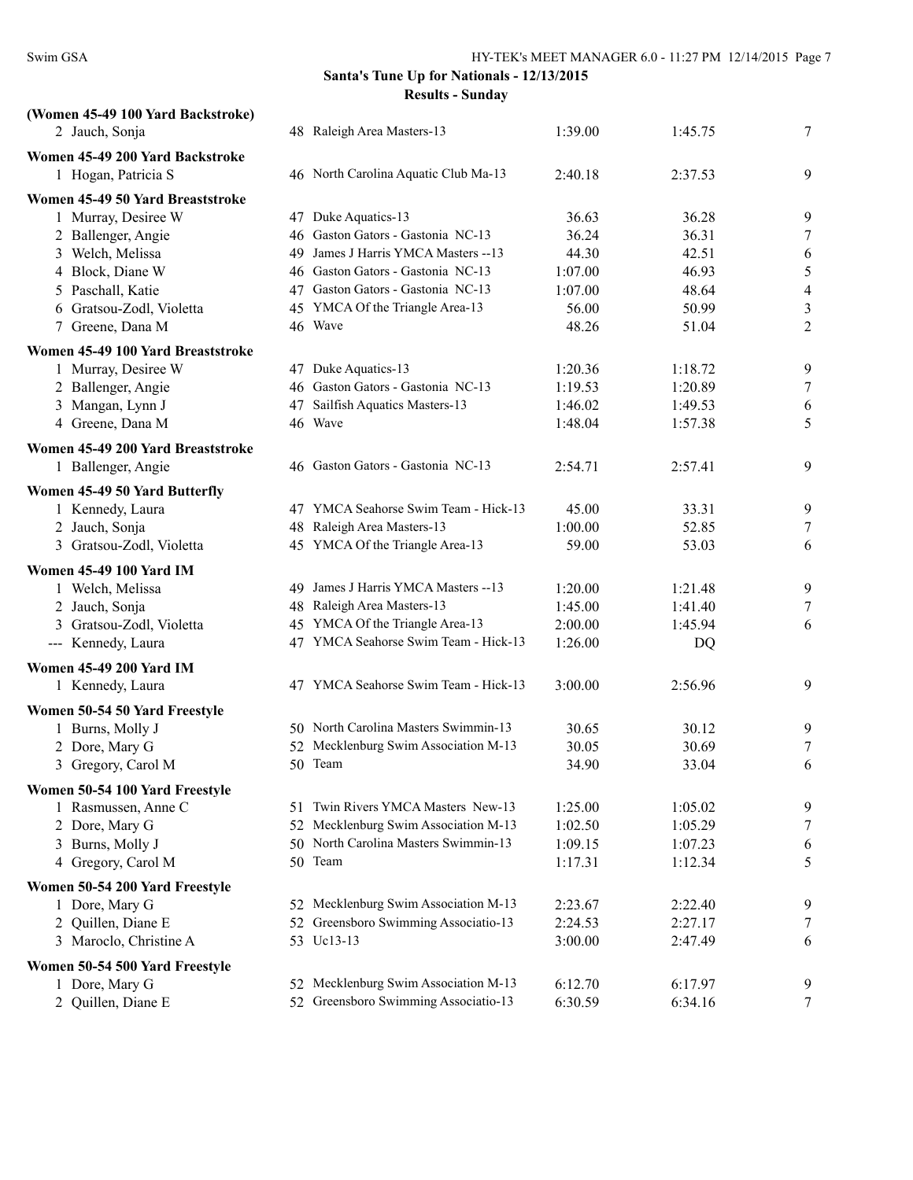**Santa's Tune Up for Nationals - 12/13/2015**

**Results - Sunday**

**(Women 45-49 100 Yard Backstroke)**

| | Name | Age | Team | Seed | Finals | Points |
|---|---|---|---|---|---|---|
| 2 | Jauch, Sonja | 48 | Raleigh Area Masters-13 | 1:39.00 | 1:45.75 | 7 |

**Women 45-49 200 Yard Backstroke**

| | Name | Age | Team | Seed | Finals | Points |
|---|---|---|---|---|---|---|
| 1 | Hogan, Patricia S | 46 | North Carolina Aquatic Club Ma-13 | 2:40.18 | 2:37.53 | 9 |

**Women 45-49 50 Yard Breaststroke**

| | Name | Age | Team | Seed | Finals | Points |
|---|---|---|---|---|---|---|
| 1 | Murray, Desiree W | 47 | Duke Aquatics-13 | 36.63 | 36.28 | 9 |
| 2 | Ballenger, Angie | 46 | Gaston Gators - Gastonia NC-13 | 36.24 | 36.31 | 7 |
| 3 | Welch, Melissa | 49 | James J Harris YMCA Masters --13 | 44.30 | 42.51 | 6 |
| 4 | Block, Diane W | 46 | Gaston Gators - Gastonia NC-13 | 1:07.00 | 46.93 | 5 |
| 5 | Paschall, Katie | 47 | Gaston Gators - Gastonia NC-13 | 1:07.00 | 48.64 | 4 |
| 6 | Gratsou-Zodl, Violetta | 45 | YMCA Of the Triangle Area-13 | 56.00 | 50.99 | 3 |
| 7 | Greene, Dana M | 46 | Wave | 48.26 | 51.04 | 2 |

**Women 45-49 100 Yard Breaststroke**

| | Name | Age | Team | Seed | Finals | Points |
|---|---|---|---|---|---|---|
| 1 | Murray, Desiree W | 47 | Duke Aquatics-13 | 1:20.36 | 1:18.72 | 9 |
| 2 | Ballenger, Angie | 46 | Gaston Gators - Gastonia NC-13 | 1:19.53 | 1:20.89 | 7 |
| 3 | Mangan, Lynn J | 47 | Sailfish Aquatics Masters-13 | 1:46.02 | 1:49.53 | 6 |
| 4 | Greene, Dana M | 46 | Wave | 1:48.04 | 1:57.38 | 5 |

**Women 45-49 200 Yard Breaststroke**

| | Name | Age | Team | Seed | Finals | Points |
|---|---|---|---|---|---|---|
| 1 | Ballenger, Angie | 46 | Gaston Gators - Gastonia NC-13 | 2:54.71 | 2:57.41 | 9 |

**Women 45-49 50 Yard Butterfly**

| | Name | Age | Team | Seed | Finals | Points |
|---|---|---|---|---|---|---|
| 1 | Kennedy, Laura | 47 | YMCA Seahorse Swim Team - Hick-13 | 45.00 | 33.31 | 9 |
| 2 | Jauch, Sonja | 48 | Raleigh Area Masters-13 | 1:00.00 | 52.85 | 7 |
| 3 | Gratsou-Zodl, Violetta | 45 | YMCA Of the Triangle Area-13 | 59.00 | 53.03 | 6 |

**Women 45-49 100 Yard IM**

| | Name | Age | Team | Seed | Finals | Points |
|---|---|---|---|---|---|---|
| 1 | Welch, Melissa | 49 | James J Harris YMCA Masters --13 | 1:20.00 | 1:21.48 | 9 |
| 2 | Jauch, Sonja | 48 | Raleigh Area Masters-13 | 1:45.00 | 1:41.40 | 7 |
| 3 | Gratsou-Zodl, Violetta | 45 | YMCA Of the Triangle Area-13 | 2:00.00 | 1:45.94 | 6 |
| --- | Kennedy, Laura | 47 | YMCA Seahorse Swim Team - Hick-13 | 1:26.00 | DQ | |

**Women 45-49 200 Yard IM**

| | Name | Age | Team | Seed | Finals | Points |
|---|---|---|---|---|---|---|
| 1 | Kennedy, Laura | 47 | YMCA Seahorse Swim Team - Hick-13 | 3:00.00 | 2:56.96 | 9 |

**Women 50-54 50 Yard Freestyle**

| | Name | Age | Team | Seed | Finals | Points |
|---|---|---|---|---|---|---|
| 1 | Burns, Molly J | 50 | North Carolina Masters Swimmin-13 | 30.65 | 30.12 | 9 |
| 2 | Dore, Mary G | 52 | Mecklenburg Swim Association M-13 | 30.05 | 30.69 | 7 |
| 3 | Gregory, Carol M | 50 | Team | 34.90 | 33.04 | 6 |

**Women 50-54 100 Yard Freestyle**

| | Name | Age | Team | Seed | Finals | Points |
|---|---|---|---|---|---|---|
| 1 | Rasmussen, Anne C | 51 | Twin Rivers YMCA Masters New-13 | 1:25.00 | 1:05.02 | 9 |
| 2 | Dore, Mary G | 52 | Mecklenburg Swim Association M-13 | 1:02.50 | 1:05.29 | 7 |
| 3 | Burns, Molly J | 50 | North Carolina Masters Swimmin-13 | 1:09.15 | 1:07.23 | 6 |
| 4 | Gregory, Carol M | 50 | Team | 1:17.31 | 1:12.34 | 5 |

**Women 50-54 200 Yard Freestyle**

| | Name | Age | Team | Seed | Finals | Points |
|---|---|---|---|---|---|---|
| 1 | Dore, Mary G | 52 | Mecklenburg Swim Association M-13 | 2:23.67 | 2:22.40 | 9 |
| 2 | Quillen, Diane E | 52 | Greensboro Swimming Associatio-13 | 2:24.53 | 2:27.17 | 7 |
| 3 | Maroclo, Christine A | 53 | Uc13-13 | 3:00.00 | 2:47.49 | 6 |

**Women 50-54 500 Yard Freestyle**

| | Name | Age | Team | Seed | Finals | Points |
|---|---|---|---|---|---|---|
| 1 | Dore, Mary G | 52 | Mecklenburg Swim Association M-13 | 6:12.70 | 6:17.97 | 9 |
| 2 | Quillen, Diane E | 52 | Greensboro Swimming Associatio-13 | 6:30.59 | 6:34.16 | 7 |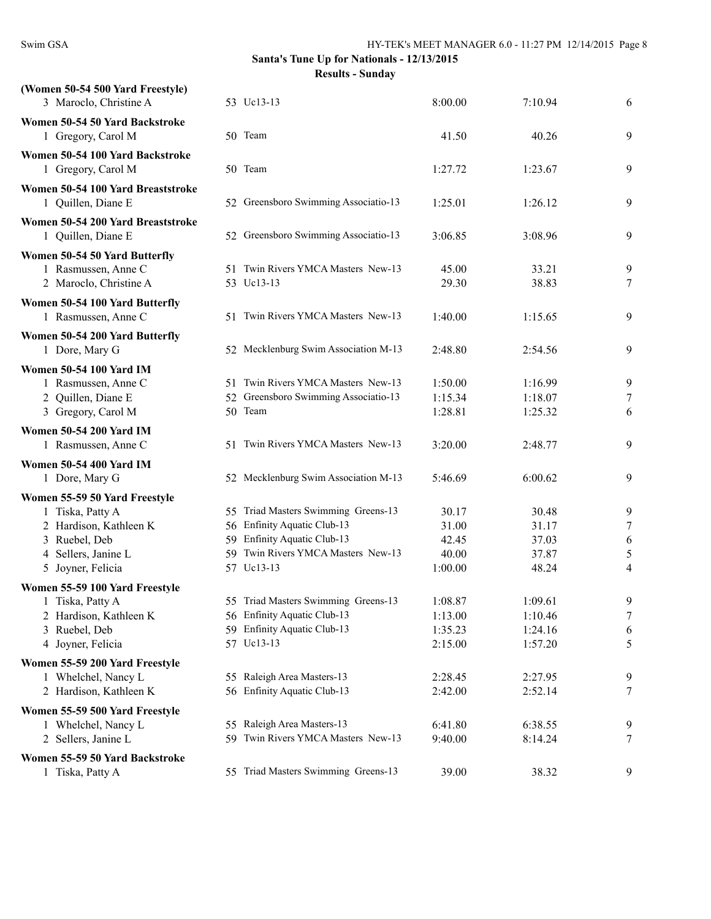# Santa's Tune Up for Nationals - 12/13/2015

## Results - Sunday

**(Women 50-54 500 Yard Freestyle)**

| Place | Name | Age | Team | Seed Time | Finals Time | Points |
|---|---|---|---|---|---|---|
| 3 | Maroclo, Christine A | 53 | Uc13-13 | 8:00.00 | 7:10.94 | 6 |

**Women 50-54 50 Yard Backstroke**

| Place | Name | Age | Team | Seed Time | Finals Time | Points |
|---|---|---|---|---|---|---|
| 1 | Gregory, Carol M | 50 | Team | 41.50 | 40.26 | 9 |

**Women 50-54 100 Yard Backstroke**

| Place | Name | Age | Team | Seed Time | Finals Time | Points |
|---|---|---|---|---|---|---|
| 1 | Gregory, Carol M | 50 | Team | 1:27.72 | 1:23.67 | 9 |

**Women 50-54 100 Yard Breaststroke**

| Place | Name | Age | Team | Seed Time | Finals Time | Points |
|---|---|---|---|---|---|---|
| 1 | Quillen, Diane E | 52 | Greensboro Swimming Associatio-13 | 1:25.01 | 1:26.12 | 9 |

**Women 50-54 200 Yard Breaststroke**

| Place | Name | Age | Team | Seed Time | Finals Time | Points |
|---|---|---|---|---|---|---|
| 1 | Quillen, Diane E | 52 | Greensboro Swimming Associatio-13 | 3:06.85 | 3:08.96 | 9 |

**Women 50-54 50 Yard Butterfly**

| Place | Name | Age | Team | Seed Time | Finals Time | Points |
|---|---|---|---|---|---|---|
| 1 | Rasmussen, Anne C | 51 | Twin Rivers YMCA Masters New-13 | 45.00 | 33.21 | 9 |
| 2 | Maroclo, Christine A | 53 | Uc13-13 | 29.30 | 38.83 | 7 |

**Women 50-54 100 Yard Butterfly**

| Place | Name | Age | Team | Seed Time | Finals Time | Points |
|---|---|---|---|---|---|---|
| 1 | Rasmussen, Anne C | 51 | Twin Rivers YMCA Masters New-13 | 1:40.00 | 1:15.65 | 9 |

**Women 50-54 200 Yard Butterfly**

| Place | Name | Age | Team | Seed Time | Finals Time | Points |
|---|---|---|---|---|---|---|
| 1 | Dore, Mary G | 52 | Mecklenburg Swim Association M-13 | 2:48.80 | 2:54.56 | 9 |

**Women 50-54 100 Yard IM**

| Place | Name | Age | Team | Seed Time | Finals Time | Points |
|---|---|---|---|---|---|---|
| 1 | Rasmussen, Anne C | 51 | Twin Rivers YMCA Masters New-13 | 1:50.00 | 1:16.99 | 9 |
| 2 | Quillen, Diane E | 52 | Greensboro Swimming Associatio-13 | 1:15.34 | 1:18.07 | 7 |
| 3 | Gregory, Carol M | 50 | Team | 1:28.81 | 1:25.32 | 6 |

**Women 50-54 200 Yard IM**

| Place | Name | Age | Team | Seed Time | Finals Time | Points |
|---|---|---|---|---|---|---|
| 1 | Rasmussen, Anne C | 51 | Twin Rivers YMCA Masters New-13 | 3:20.00 | 2:48.77 | 9 |

**Women 50-54 400 Yard IM**

| Place | Name | Age | Team | Seed Time | Finals Time | Points |
|---|---|---|---|---|---|---|
| 1 | Dore, Mary G | 52 | Mecklenburg Swim Association M-13 | 5:46.69 | 6:00.62 | 9 |

**Women 55-59 50 Yard Freestyle**

| Place | Name | Age | Team | Seed Time | Finals Time | Points |
|---|---|---|---|---|---|---|
| 1 | Tiska, Patty A | 55 | Triad Masters Swimming Greens-13 | 30.17 | 30.48 | 9 |
| 2 | Hardison, Kathleen K | 56 | Enfinity Aquatic Club-13 | 31.00 | 31.17 | 7 |
| 3 | Ruebel, Deb | 59 | Enfinity Aquatic Club-13 | 42.45 | 37.03 | 6 |
| 4 | Sellers, Janine L | 59 | Twin Rivers YMCA Masters New-13 | 40.00 | 37.87 | 5 |
| 5 | Joyner, Felicia | 57 | Uc13-13 | 1:00.00 | 48.24 | 4 |

**Women 55-59 100 Yard Freestyle**

| Place | Name | Age | Team | Seed Time | Finals Time | Points |
|---|---|---|---|---|---|---|
| 1 | Tiska, Patty A | 55 | Triad Masters Swimming Greens-13 | 1:08.87 | 1:09.61 | 9 |
| 2 | Hardison, Kathleen K | 56 | Enfinity Aquatic Club-13 | 1:13.00 | 1:10.46 | 7 |
| 3 | Ruebel, Deb | 59 | Enfinity Aquatic Club-13 | 1:35.23 | 1:24.16 | 6 |
| 4 | Joyner, Felicia | 57 | Uc13-13 | 2:15.00 | 1:57.20 | 5 |

**Women 55-59 200 Yard Freestyle**

| Place | Name | Age | Team | Seed Time | Finals Time | Points |
|---|---|---|---|---|---|---|
| 1 | Whelchel, Nancy L | 55 | Raleigh Area Masters-13 | 2:28.45 | 2:27.95 | 9 |
| 2 | Hardison, Kathleen K | 56 | Enfinity Aquatic Club-13 | 2:42.00 | 2:52.14 | 7 |

**Women 55-59 500 Yard Freestyle**

| Place | Name | Age | Team | Seed Time | Finals Time | Points |
|---|---|---|---|---|---|---|
| 1 | Whelchel, Nancy L | 55 | Raleigh Area Masters-13 | 6:41.80 | 6:38.55 | 9 |
| 2 | Sellers, Janine L | 59 | Twin Rivers YMCA Masters New-13 | 9:40.00 | 8:14.24 | 7 |

**Women 55-59 50 Yard Backstroke**

| Place | Name | Age | Team | Seed Time | Finals Time | Points |
|---|---|---|---|---|---|---|
| 1 | Tiska, Patty A | 55 | Triad Masters Swimming Greens-13 | 39.00 | 38.32 | 9 |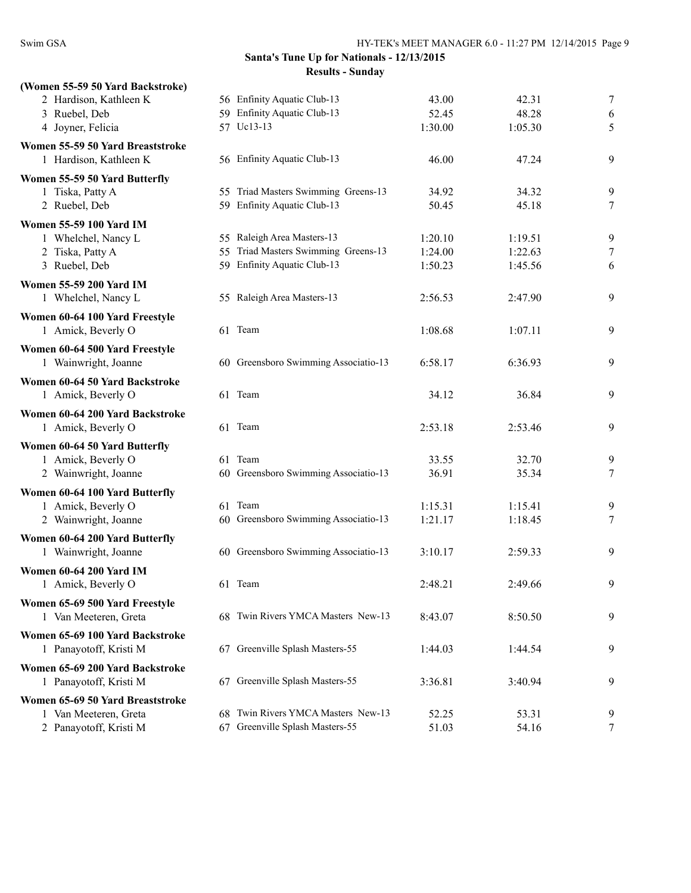**Santa's Tune Up for Nationals - 12/13/2015**

**Results - Sunday**

**(Women 55-59 50 Yard Backstroke)**

| | Name | Age | Team | Seed | Finals | Points |
|---|---|---|---|---|---|---|
| 2 | Hardison, Kathleen K | 56 | Enfinity Aquatic Club-13 | 43.00 | 42.31 | 7 |
| 3 | Ruebel, Deb | 59 | Enfinity Aquatic Club-13 | 52.45 | 48.28 | 6 |
| 4 | Joyner, Felicia | 57 | Uc13-13 | 1:30.00 | 1:05.30 | 5 |

**Women 55-59 50 Yard Breaststroke**

| | Name | Age | Team | Seed | Finals | Points |
|---|---|---|---|---|---|---|
| 1 | Hardison, Kathleen K | 56 | Enfinity Aquatic Club-13 | 46.00 | 47.24 | 9 |

**Women 55-59 50 Yard Butterfly**

| | Name | Age | Team | Seed | Finals | Points |
|---|---|---|---|---|---|---|
| 1 | Tiska, Patty A | 55 | Triad Masters Swimming Greens-13 | 34.92 | 34.32 | 9 |
| 2 | Ruebel, Deb | 59 | Enfinity Aquatic Club-13 | 50.45 | 45.18 | 7 |

**Women 55-59 100 Yard IM**

| | Name | Age | Team | Seed | Finals | Points |
|---|---|---|---|---|---|---|
| 1 | Whelchel, Nancy L | 55 | Raleigh Area Masters-13 | 1:20.10 | 1:19.51 | 9 |
| 2 | Tiska, Patty A | 55 | Triad Masters Swimming Greens-13 | 1:24.00 | 1:22.63 | 7 |
| 3 | Ruebel, Deb | 59 | Enfinity Aquatic Club-13 | 1:50.23 | 1:45.56 | 6 |

**Women 55-59 200 Yard IM**

| | Name | Age | Team | Seed | Finals | Points |
|---|---|---|---|---|---|---|
| 1 | Whelchel, Nancy L | 55 | Raleigh Area Masters-13 | 2:56.53 | 2:47.90 | 9 |

**Women 60-64 100 Yard Freestyle**

| | Name | Age | Team | Seed | Finals | Points |
|---|---|---|---|---|---|---|
| 1 | Amick, Beverly O | 61 | Team | 1:08.68 | 1:07.11 | 9 |

**Women 60-64 500 Yard Freestyle**

| | Name | Age | Team | Seed | Finals | Points |
|---|---|---|---|---|---|---|
| 1 | Wainwright, Joanne | 60 | Greensboro Swimming Associatio-13 | 6:58.17 | 6:36.93 | 9 |

**Women 60-64 50 Yard Backstroke**

| | Name | Age | Team | Seed | Finals | Points |
|---|---|---|---|---|---|---|
| 1 | Amick, Beverly O | 61 | Team | 34.12 | 36.84 | 9 |

**Women 60-64 200 Yard Backstroke**

| | Name | Age | Team | Seed | Finals | Points |
|---|---|---|---|---|---|---|
| 1 | Amick, Beverly O | 61 | Team | 2:53.18 | 2:53.46 | 9 |

**Women 60-64 50 Yard Butterfly**

| | Name | Age | Team | Seed | Finals | Points |
|---|---|---|---|---|---|---|
| 1 | Amick, Beverly O | 61 | Team | 33.55 | 32.70 | 9 |
| 2 | Wainwright, Joanne | 60 | Greensboro Swimming Associatio-13 | 36.91 | 35.34 | 7 |

**Women 60-64 100 Yard Butterfly**

| | Name | Age | Team | Seed | Finals | Points |
|---|---|---|---|---|---|---|
| 1 | Amick, Beverly O | 61 | Team | 1:15.31 | 1:15.41 | 9 |
| 2 | Wainwright, Joanne | 60 | Greensboro Swimming Associatio-13 | 1:21.17 | 1:18.45 | 7 |

**Women 60-64 200 Yard Butterfly**

| | Name | Age | Team | Seed | Finals | Points |
|---|---|---|---|---|---|---|
| 1 | Wainwright, Joanne | 60 | Greensboro Swimming Associatio-13 | 3:10.17 | 2:59.33 | 9 |

**Women 60-64 200 Yard IM**

| | Name | Age | Team | Seed | Finals | Points |
|---|---|---|---|---|---|---|
| 1 | Amick, Beverly O | 61 | Team | 2:48.21 | 2:49.66 | 9 |

**Women 65-69 500 Yard Freestyle**

| | Name | Age | Team | Seed | Finals | Points |
|---|---|---|---|---|---|---|
| 1 | Van Meeteren, Greta | 68 | Twin Rivers YMCA Masters New-13 | 8:43.07 | 8:50.50 | 9 |

**Women 65-69 100 Yard Backstroke**

| | Name | Age | Team | Seed | Finals | Points |
|---|---|---|---|---|---|---|
| 1 | Panayotoff, Kristi M | 67 | Greenville Splash Masters-55 | 1:44.03 | 1:44.54 | 9 |

**Women 65-69 200 Yard Backstroke**

| | Name | Age | Team | Seed | Finals | Points |
|---|---|---|---|---|---|---|
| 1 | Panayotoff, Kristi M | 67 | Greenville Splash Masters-55 | 3:36.81 | 3:40.94 | 9 |

**Women 65-69 50 Yard Breaststroke**

| | Name | Age | Team | Seed | Finals | Points |
|---|---|---|---|---|---|---|
| 1 | Van Meeteren, Greta | 68 | Twin Rivers YMCA Masters New-13 | 52.25 | 53.31 | 9 |
| 2 | Panayotoff, Kristi M | 67 | Greenville Splash Masters-55 | 51.03 | 54.16 | 7 |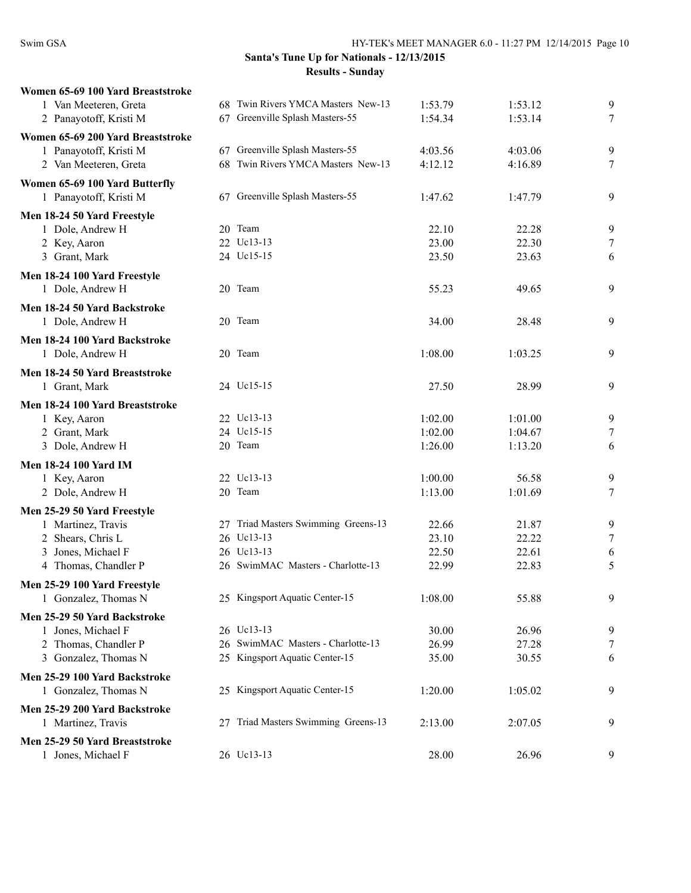Santa's Tune Up for Nationals - 12/13/2015

Results - Sunday

**Women 65-69 100 Yard Breaststroke**

| | Name | Age | Team | Seed | Finals | Points |
|---|---|---|---|---|---|---|
| 1 | Van Meeteren, Greta | 68 | Twin Rivers YMCA Masters New-13 | 1:53.79 | 1:53.12 | 9 |
| 2 | Panayotoff, Kristi M | 67 | Greenville Splash Masters-55 | 1:54.34 | 1:53.14 | 7 |

**Women 65-69 200 Yard Breaststroke**

| | Name | Age | Team | Seed | Finals | Points |
|---|---|---|---|---|---|---|
| 1 | Panayotoff, Kristi M | 67 | Greenville Splash Masters-55 | 4:03.56 | 4:03.06 | 9 |
| 2 | Van Meeteren, Greta | 68 | Twin Rivers YMCA Masters New-13 | 4:12.12 | 4:16.89 | 7 |

**Women 65-69 100 Yard Butterfly**

| | Name | Age | Team | Seed | Finals | Points |
|---|---|---|---|---|---|---|
| 1 | Panayotoff, Kristi M | 67 | Greenville Splash Masters-55 | 1:47.62 | 1:47.79 | 9 |

**Men 18-24 50 Yard Freestyle**

| | Name | Age | Team | Seed | Finals | Points |
|---|---|---|---|---|---|---|
| 1 | Dole, Andrew H | 20 | Team | 22.10 | 22.28 | 9 |
| 2 | Key, Aaron | 22 | Uc13-13 | 23.00 | 22.30 | 7 |
| 3 | Grant, Mark | 24 | Uc15-15 | 23.50 | 23.63 | 6 |

**Men 18-24 100 Yard Freestyle**

| | Name | Age | Team | Seed | Finals | Points |
|---|---|---|---|---|---|---|
| 1 | Dole, Andrew H | 20 | Team | 55.23 | 49.65 | 9 |

**Men 18-24 50 Yard Backstroke**

| | Name | Age | Team | Seed | Finals | Points |
|---|---|---|---|---|---|---|
| 1 | Dole, Andrew H | 20 | Team | 34.00 | 28.48 | 9 |

**Men 18-24 100 Yard Backstroke**

| | Name | Age | Team | Seed | Finals | Points |
|---|---|---|---|---|---|---|
| 1 | Dole, Andrew H | 20 | Team | 1:08.00 | 1:03.25 | 9 |

**Men 18-24 50 Yard Breaststroke**

| | Name | Age | Team | Seed | Finals | Points |
|---|---|---|---|---|---|---|
| 1 | Grant, Mark | 24 | Uc15-15 | 27.50 | 28.99 | 9 |

**Men 18-24 100 Yard Breaststroke**

| | Name | Age | Team | Seed | Finals | Points |
|---|---|---|---|---|---|---|
| 1 | Key, Aaron | 22 | Uc13-13 | 1:02.00 | 1:01.00 | 9 |
| 2 | Grant, Mark | 24 | Uc15-15 | 1:02.00 | 1:04.67 | 7 |
| 3 | Dole, Andrew H | 20 | Team | 1:26.00 | 1:13.20 | 6 |

**Men 18-24 100 Yard IM**

| | Name | Age | Team | Seed | Finals | Points |
|---|---|---|---|---|---|---|
| 1 | Key, Aaron | 22 | Uc13-13 | 1:00.00 | 56.58 | 9 |
| 2 | Dole, Andrew H | 20 | Team | 1:13.00 | 1:01.69 | 7 |

**Men 25-29 50 Yard Freestyle**

| | Name | Age | Team | Seed | Finals | Points |
|---|---|---|---|---|---|---|
| 1 | Martinez, Travis | 27 | Triad Masters Swimming Greens-13 | 22.66 | 21.87 | 9 |
| 2 | Shears, Chris L | 26 | Uc13-13 | 23.10 | 22.22 | 7 |
| 3 | Jones, Michael F | 26 | Uc13-13 | 22.50 | 22.61 | 6 |
| 4 | Thomas, Chandler P | 26 | SwimMAC Masters - Charlotte-13 | 22.99 | 22.83 | 5 |

**Men 25-29 100 Yard Freestyle**

| | Name | Age | Team | Seed | Finals | Points |
|---|---|---|---|---|---|---|
| 1 | Gonzalez, Thomas N | 25 | Kingsport Aquatic Center-15 | 1:08.00 | 55.88 | 9 |

**Men 25-29 50 Yard Backstroke**

| | Name | Age | Team | Seed | Finals | Points |
|---|---|---|---|---|---|---|
| 1 | Jones, Michael F | 26 | Uc13-13 | 30.00 | 26.96 | 9 |
| 2 | Thomas, Chandler P | 26 | SwimMAC Masters - Charlotte-13 | 26.99 | 27.28 | 7 |
| 3 | Gonzalez, Thomas N | 25 | Kingsport Aquatic Center-15 | 35.00 | 30.55 | 6 |

**Men 25-29 100 Yard Backstroke**

| | Name | Age | Team | Seed | Finals | Points |
|---|---|---|---|---|---|---|
| 1 | Gonzalez, Thomas N | 25 | Kingsport Aquatic Center-15 | 1:20.00 | 1:05.02 | 9 |

**Men 25-29 200 Yard Backstroke**

| | Name | Age | Team | Seed | Finals | Points |
|---|---|---|---|---|---|---|
| 1 | Martinez, Travis | 27 | Triad Masters Swimming Greens-13 | 2:13.00 | 2:07.05 | 9 |

**Men 25-29 50 Yard Breaststroke**

| | Name | Age | Team | Seed | Finals | Points |
|---|---|---|---|---|---|---|
| 1 | Jones, Michael F | 26 | Uc13-13 | 28.00 | 26.96 | 9 |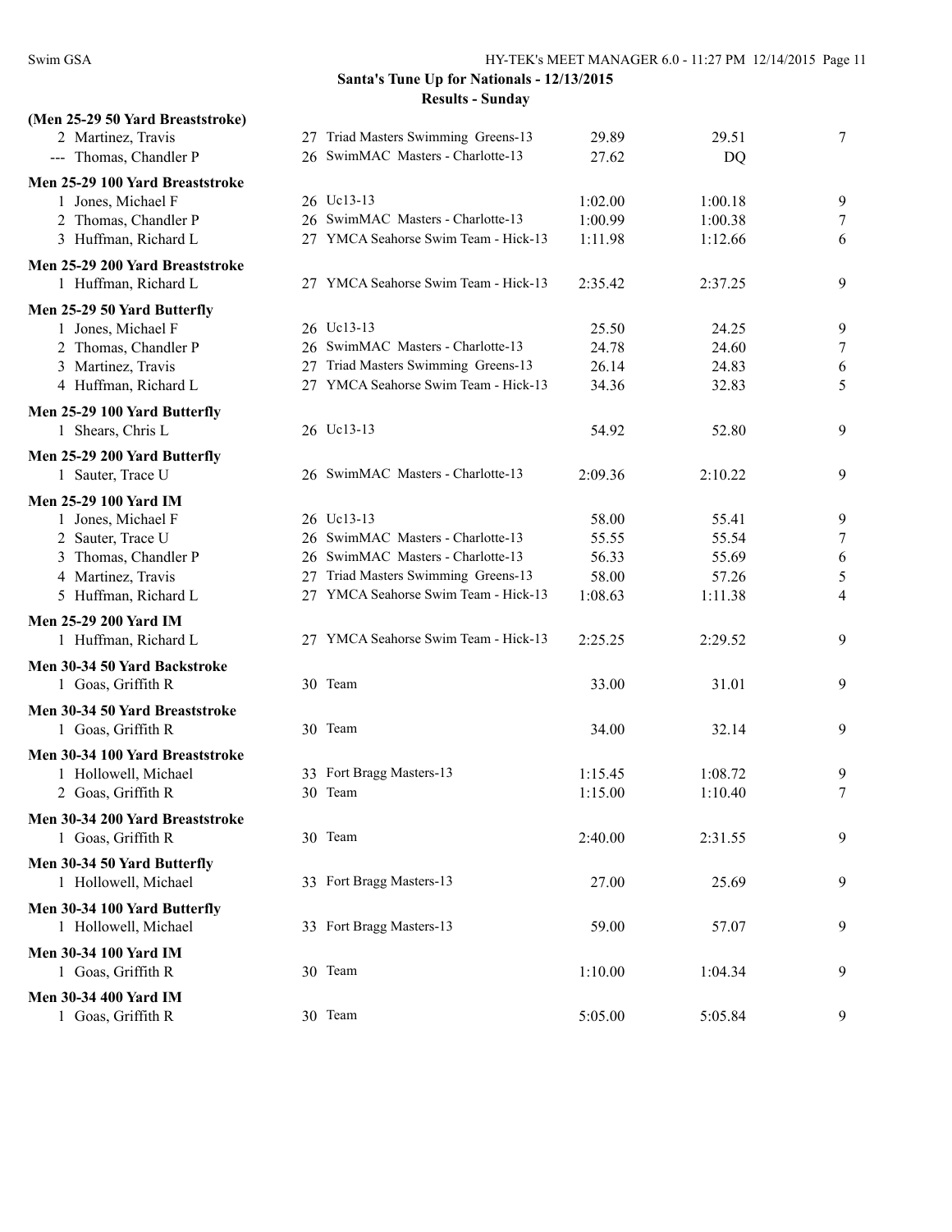## Santa's Tune Up for Nationals - 12/13/2015

### Results - Sunday

**(Men 25-29 50 Yard Breaststroke)**

| | Name | Age | Team | Seed | Finals | Points |
|---|---|---|---|---|---|---|
| 2 | Martinez, Travis | 27 | Triad Masters Swimming Greens-13 | 29.89 | 29.51 | 7 |
| --- | Thomas, Chandler P | 26 | SwimMAC Masters - Charlotte-13 | 27.62 | DQ | |

**Men 25-29 100 Yard Breaststroke**

| | Name | Age | Team | Seed | Finals | Points |
|---|---|---|---|---|---|---|
| 1 | Jones, Michael F | 26 | Uc13-13 | 1:02.00 | 1:00.18 | 9 |
| 2 | Thomas, Chandler P | 26 | SwimMAC Masters - Charlotte-13 | 1:00.99 | 1:00.38 | 7 |
| 3 | Huffman, Richard L | 27 | YMCA Seahorse Swim Team - Hick-13 | 1:11.98 | 1:12.66 | 6 |

**Men 25-29 200 Yard Breaststroke**

| | Name | Age | Team | Seed | Finals | Points |
|---|---|---|---|---|---|---|
| 1 | Huffman, Richard L | 27 | YMCA Seahorse Swim Team - Hick-13 | 2:35.42 | 2:37.25 | 9 |

**Men 25-29 50 Yard Butterfly**

| | Name | Age | Team | Seed | Finals | Points |
|---|---|---|---|---|---|---|
| 1 | Jones, Michael F | 26 | Uc13-13 | 25.50 | 24.25 | 9 |
| 2 | Thomas, Chandler P | 26 | SwimMAC Masters - Charlotte-13 | 24.78 | 24.60 | 7 |
| 3 | Martinez, Travis | 27 | Triad Masters Swimming Greens-13 | 26.14 | 24.83 | 6 |
| 4 | Huffman, Richard L | 27 | YMCA Seahorse Swim Team - Hick-13 | 34.36 | 32.83 | 5 |

**Men 25-29 100 Yard Butterfly**

| | Name | Age | Team | Seed | Finals | Points |
|---|---|---|---|---|---|---|
| 1 | Shears, Chris L | 26 | Uc13-13 | 54.92 | 52.80 | 9 |

**Men 25-29 200 Yard Butterfly**

| | Name | Age | Team | Seed | Finals | Points |
|---|---|---|---|---|---|---|
| 1 | Sauter, Trace U | 26 | SwimMAC Masters - Charlotte-13 | 2:09.36 | 2:10.22 | 9 |

**Men 25-29 100 Yard IM**

| | Name | Age | Team | Seed | Finals | Points |
|---|---|---|---|---|---|---|
| 1 | Jones, Michael F | 26 | Uc13-13 | 58.00 | 55.41 | 9 |
| 2 | Sauter, Trace U | 26 | SwimMAC Masters - Charlotte-13 | 55.55 | 55.54 | 7 |
| 3 | Thomas, Chandler P | 26 | SwimMAC Masters - Charlotte-13 | 56.33 | 55.69 | 6 |
| 4 | Martinez, Travis | 27 | Triad Masters Swimming Greens-13 | 58.00 | 57.26 | 5 |
| 5 | Huffman, Richard L | 27 | YMCA Seahorse Swim Team - Hick-13 | 1:08.63 | 1:11.38 | 4 |

**Men 25-29 200 Yard IM**

| | Name | Age | Team | Seed | Finals | Points |
|---|---|---|---|---|---|---|
| 1 | Huffman, Richard L | 27 | YMCA Seahorse Swim Team - Hick-13 | 2:25.25 | 2:29.52 | 9 |

**Men 30-34 50 Yard Backstroke**

| | Name | Age | Team | Seed | Finals | Points |
|---|---|---|---|---|---|---|
| 1 | Goas, Griffith R | 30 | Team | 33.00 | 31.01 | 9 |

**Men 30-34 50 Yard Breaststroke**

| | Name | Age | Team | Seed | Finals | Points |
|---|---|---|---|---|---|---|
| 1 | Goas, Griffith R | 30 | Team | 34.00 | 32.14 | 9 |

**Men 30-34 100 Yard Breaststroke**

| | Name | Age | Team | Seed | Finals | Points |
|---|---|---|---|---|---|---|
| 1 | Hollowell, Michael | 33 | Fort Bragg Masters-13 | 1:15.45 | 1:08.72 | 9 |
| 2 | Goas, Griffith R | 30 | Team | 1:15.00 | 1:10.40 | 7 |

**Men 30-34 200 Yard Breaststroke**

| | Name | Age | Team | Seed | Finals | Points |
|---|---|---|---|---|---|---|
| 1 | Goas, Griffith R | 30 | Team | 2:40.00 | 2:31.55 | 9 |

**Men 30-34 50 Yard Butterfly**

| | Name | Age | Team | Seed | Finals | Points |
|---|---|---|---|---|---|---|
| 1 | Hollowell, Michael | 33 | Fort Bragg Masters-13 | 27.00 | 25.69 | 9 |

**Men 30-34 100 Yard Butterfly**

| | Name | Age | Team | Seed | Finals | Points |
|---|---|---|---|---|---|---|
| 1 | Hollowell, Michael | 33 | Fort Bragg Masters-13 | 59.00 | 57.07 | 9 |

**Men 30-34 100 Yard IM**

| | Name | Age | Team | Seed | Finals | Points |
|---|---|---|---|---|---|---|
| 1 | Goas, Griffith R | 30 | Team | 1:10.00 | 1:04.34 | 9 |

**Men 30-34 400 Yard IM**

| | Name | Age | Team | Seed | Finals | Points |
|---|---|---|---|---|---|---|
| 1 | Goas, Griffith R | 30 | Team | 5:05.00 | 5:05.84 | 9 |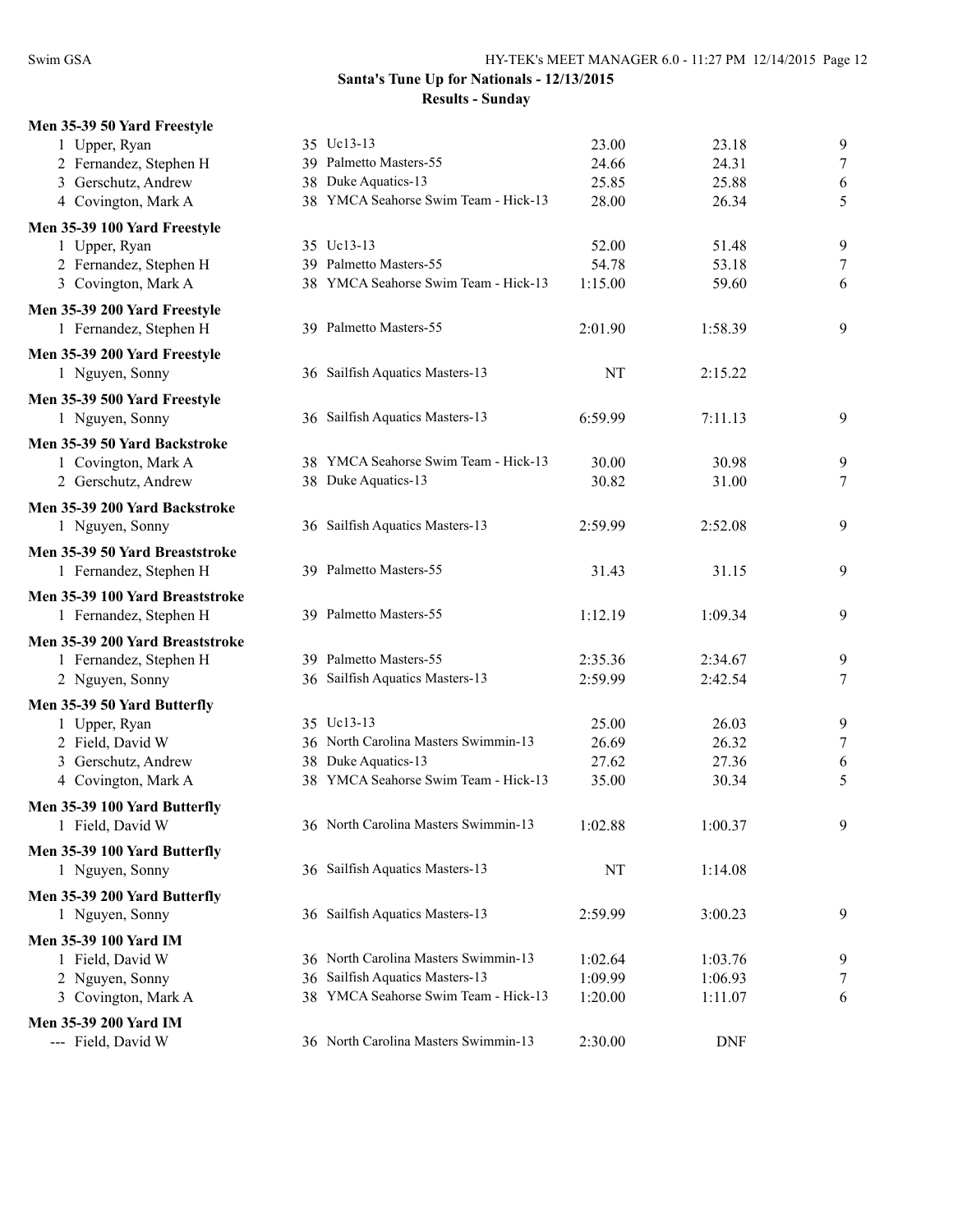**Santa's Tune Up for Nationals - 12/13/2015**

**Results - Sunday**

**Men 35-39 50 Yard Freestyle**

| Place | Name | Age | Team | Seed Time | Finals Time | Points |
|---|---|---|---|---|---|---|
| 1 | Upper, Ryan | 35 | Uc13-13 | 23.00 | 23.18 | 9 |
| 2 | Fernandez, Stephen H | 39 | Palmetto Masters-55 | 24.66 | 24.31 | 7 |
| 3 | Gerschutz, Andrew | 38 | Duke Aquatics-13 | 25.85 | 25.88 | 6 |
| 4 | Covington, Mark A | 38 | YMCA Seahorse Swim Team - Hick-13 | 28.00 | 26.34 | 5 |

**Men 35-39 100 Yard Freestyle**

| Place | Name | Age | Team | Seed Time | Finals Time | Points |
|---|---|---|---|---|---|---|
| 1 | Upper, Ryan | 35 | Uc13-13 | 52.00 | 51.48 | 9 |
| 2 | Fernandez, Stephen H | 39 | Palmetto Masters-55 | 54.78 | 53.18 | 7 |
| 3 | Covington, Mark A | 38 | YMCA Seahorse Swim Team - Hick-13 | 1:15.00 | 59.60 | 6 |

**Men 35-39 200 Yard Freestyle**

| Place | Name | Age | Team | Seed Time | Finals Time | Points |
|---|---|---|---|---|---|---|
| 1 | Fernandez, Stephen H | 39 | Palmetto Masters-55 | 2:01.90 | 1:58.39 | 9 |

**Men 35-39 200 Yard Freestyle**

| Place | Name | Age | Team | Seed Time | Finals Time | Points |
|---|---|---|---|---|---|---|
| 1 | Nguyen, Sonny | 36 | Sailfish Aquatics Masters-13 | NT | 2:15.22 | |

**Men 35-39 500 Yard Freestyle**

| Place | Name | Age | Team | Seed Time | Finals Time | Points |
|---|---|---|---|---|---|---|
| 1 | Nguyen, Sonny | 36 | Sailfish Aquatics Masters-13 | 6:59.99 | 7:11.13 | 9 |

**Men 35-39 50 Yard Backstroke**

| Place | Name | Age | Team | Seed Time | Finals Time | Points |
|---|---|---|---|---|---|---|
| 1 | Covington, Mark A | 38 | YMCA Seahorse Swim Team - Hick-13 | 30.00 | 30.98 | 9 |
| 2 | Gerschutz, Andrew | 38 | Duke Aquatics-13 | 30.82 | 31.00 | 7 |

**Men 35-39 200 Yard Backstroke**

| Place | Name | Age | Team | Seed Time | Finals Time | Points |
|---|---|---|---|---|---|---|
| 1 | Nguyen, Sonny | 36 | Sailfish Aquatics Masters-13 | 2:59.99 | 2:52.08 | 9 |

**Men 35-39 50 Yard Breaststroke**

| Place | Name | Age | Team | Seed Time | Finals Time | Points |
|---|---|---|---|---|---|---|
| 1 | Fernandez, Stephen H | 39 | Palmetto Masters-55 | 31.43 | 31.15 | 9 |

**Men 35-39 100 Yard Breaststroke**

| Place | Name | Age | Team | Seed Time | Finals Time | Points |
|---|---|---|---|---|---|---|
| 1 | Fernandez, Stephen H | 39 | Palmetto Masters-55 | 1:12.19 | 1:09.34 | 9 |

**Men 35-39 200 Yard Breaststroke**

| Place | Name | Age | Team | Seed Time | Finals Time | Points |
|---|---|---|---|---|---|---|
| 1 | Fernandez, Stephen H | 39 | Palmetto Masters-55 | 2:35.36 | 2:34.67 | 9 |
| 2 | Nguyen, Sonny | 36 | Sailfish Aquatics Masters-13 | 2:59.99 | 2:42.54 | 7 |

**Men 35-39 50 Yard Butterfly**

| Place | Name | Age | Team | Seed Time | Finals Time | Points |
|---|---|---|---|---|---|---|
| 1 | Upper, Ryan | 35 | Uc13-13 | 25.00 | 26.03 | 9 |
| 2 | Field, David W | 36 | North Carolina Masters Swimmin-13 | 26.69 | 26.32 | 7 |
| 3 | Gerschutz, Andrew | 38 | Duke Aquatics-13 | 27.62 | 27.36 | 6 |
| 4 | Covington, Mark A | 38 | YMCA Seahorse Swim Team - Hick-13 | 35.00 | 30.34 | 5 |

**Men 35-39 100 Yard Butterfly**

| Place | Name | Age | Team | Seed Time | Finals Time | Points |
|---|---|---|---|---|---|---|
| 1 | Field, David W | 36 | North Carolina Masters Swimmin-13 | 1:02.88 | 1:00.37 | 9 |

**Men 35-39 100 Yard Butterfly**

| Place | Name | Age | Team | Seed Time | Finals Time | Points |
|---|---|---|---|---|---|---|
| 1 | Nguyen, Sonny | 36 | Sailfish Aquatics Masters-13 | NT | 1:14.08 | |

**Men 35-39 200 Yard Butterfly**

| Place | Name | Age | Team | Seed Time | Finals Time | Points |
|---|---|---|---|---|---|---|
| 1 | Nguyen, Sonny | 36 | Sailfish Aquatics Masters-13 | 2:59.99 | 3:00.23 | 9 |

**Men 35-39 100 Yard IM**

| Place | Name | Age | Team | Seed Time | Finals Time | Points |
|---|---|---|---|---|---|---|
| 1 | Field, David W | 36 | North Carolina Masters Swimmin-13 | 1:02.64 | 1:03.76 | 9 |
| 2 | Nguyen, Sonny | 36 | Sailfish Aquatics Masters-13 | 1:09.99 | 1:06.93 | 7 |
| 3 | Covington, Mark A | 38 | YMCA Seahorse Swim Team - Hick-13 | 1:20.00 | 1:11.07 | 6 |

**Men 35-39 200 Yard IM**

| Place | Name | Age | Team | Seed Time | Finals Time | Points |
|---|---|---|---|---|---|---|
| --- | Field, David W | 36 | North Carolina Masters Swimmin-13 | 2:30.00 | DNF | |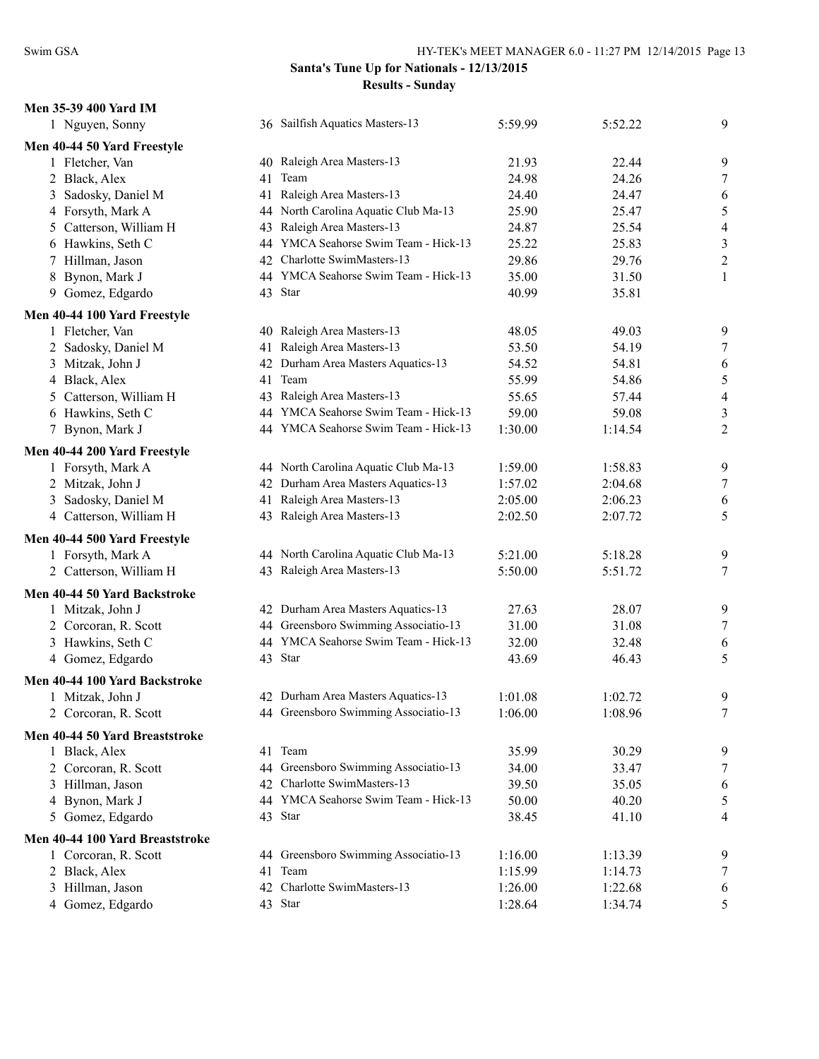**Santa's Tune Up for Nationals - 12/13/2015**
**Results - Sunday**

**Men 35-39 400 Yard IM**

| | Name | Age | Team | Seed | Finals | Points |
|---|---|---|---|---|---|---|
| 1 | Nguyen, Sonny | 36 | Sailfish Aquatics Masters-13 | 5:59.99 | 5:52.22 | 9 |

**Men 40-44 50 Yard Freestyle**

| | Name | Age | Team | Seed | Finals | Points |
|---|---|---|---|---|---|---|
| 1 | Fletcher, Van | 40 | Raleigh Area Masters-13 | 21.93 | 22.44 | 9 |
| 2 | Black, Alex | 41 | Team | 24.98 | 24.26 | 7 |
| 3 | Sadosky, Daniel M | 41 | Raleigh Area Masters-13 | 24.40 | 24.47 | 6 |
| 4 | Forsyth, Mark A | 44 | North Carolina Aquatic Club Ma-13 | 25.90 | 25.47 | 5 |
| 5 | Catterson, William H | 43 | Raleigh Area Masters-13 | 24.87 | 25.54 | 4 |
| 6 | Hawkins, Seth C | 44 | YMCA Seahorse Swim Team - Hick-13 | 25.22 | 25.83 | 3 |
| 7 | Hillman, Jason | 42 | Charlotte SwimMasters-13 | 29.86 | 29.76 | 2 |
| 8 | Bynon, Mark J | 44 | YMCA Seahorse Swim Team - Hick-13 | 35.00 | 31.50 | 1 |
| 9 | Gomez, Edgardo | 43 | Star | 40.99 | 35.81 | |

**Men 40-44 100 Yard Freestyle**

| | Name | Age | Team | Seed | Finals | Points |
|---|---|---|---|---|---|---|
| 1 | Fletcher, Van | 40 | Raleigh Area Masters-13 | 48.05 | 49.03 | 9 |
| 2 | Sadosky, Daniel M | 41 | Raleigh Area Masters-13 | 53.50 | 54.19 | 7 |
| 3 | Mitzak, John J | 42 | Durham Area Masters Aquatics-13 | 54.52 | 54.81 | 6 |
| 4 | Black, Alex | 41 | Team | 55.99 | 54.86 | 5 |
| 5 | Catterson, William H | 43 | Raleigh Area Masters-13 | 55.65 | 57.44 | 4 |
| 6 | Hawkins, Seth C | 44 | YMCA Seahorse Swim Team - Hick-13 | 59.00 | 59.08 | 3 |
| 7 | Bynon, Mark J | 44 | YMCA Seahorse Swim Team - Hick-13 | 1:30.00 | 1:14.54 | 2 |

**Men 40-44 200 Yard Freestyle**

| | Name | Age | Team | Seed | Finals | Points |
|---|---|---|---|---|---|---|
| 1 | Forsyth, Mark A | 44 | North Carolina Aquatic Club Ma-13 | 1:59.00 | 1:58.83 | 9 |
| 2 | Mitzak, John J | 42 | Durham Area Masters Aquatics-13 | 1:57.02 | 2:04.68 | 7 |
| 3 | Sadosky, Daniel M | 41 | Raleigh Area Masters-13 | 2:05.00 | 2:06.23 | 6 |
| 4 | Catterson, William H | 43 | Raleigh Area Masters-13 | 2:02.50 | 2:07.72 | 5 |

**Men 40-44 500 Yard Freestyle**

| | Name | Age | Team | Seed | Finals | Points |
|---|---|---|---|---|---|---|
| 1 | Forsyth, Mark A | 44 | North Carolina Aquatic Club Ma-13 | 5:21.00 | 5:18.28 | 9 |
| 2 | Catterson, William H | 43 | Raleigh Area Masters-13 | 5:50.00 | 5:51.72 | 7 |

**Men 40-44 50 Yard Backstroke**

| | Name | Age | Team | Seed | Finals | Points |
|---|---|---|---|---|---|---|
| 1 | Mitzak, John J | 42 | Durham Area Masters Aquatics-13 | 27.63 | 28.07 | 9 |
| 2 | Corcoran, R. Scott | 44 | Greensboro Swimming Associatio-13 | 31.00 | 31.08 | 7 |
| 3 | Hawkins, Seth C | 44 | YMCA Seahorse Swim Team - Hick-13 | 32.00 | 32.48 | 6 |
| 4 | Gomez, Edgardo | 43 | Star | 43.69 | 46.43 | 5 |

**Men 40-44 100 Yard Backstroke**

| | Name | Age | Team | Seed | Finals | Points |
|---|---|---|---|---|---|---|
| 1 | Mitzak, John J | 42 | Durham Area Masters Aquatics-13 | 1:01.08 | 1:02.72 | 9 |
| 2 | Corcoran, R. Scott | 44 | Greensboro Swimming Associatio-13 | 1:06.00 | 1:08.96 | 7 |

**Men 40-44 50 Yard Breaststroke**

| | Name | Age | Team | Seed | Finals | Points |
|---|---|---|---|---|---|---|
| 1 | Black, Alex | 41 | Team | 35.99 | 30.29 | 9 |
| 2 | Corcoran, R. Scott | 44 | Greensboro Swimming Associatio-13 | 34.00 | 33.47 | 7 |
| 3 | Hillman, Jason | 42 | Charlotte SwimMasters-13 | 39.50 | 35.05 | 6 |
| 4 | Bynon, Mark J | 44 | YMCA Seahorse Swim Team - Hick-13 | 50.00 | 40.20 | 5 |
| 5 | Gomez, Edgardo | 43 | Star | 38.45 | 41.10 | 4 |

**Men 40-44 100 Yard Breaststroke**

| | Name | Age | Team | Seed | Finals | Points |
|---|---|---|---|---|---|---|
| 1 | Corcoran, R. Scott | 44 | Greensboro Swimming Associatio-13 | 1:16.00 | 1:13.39 | 9 |
| 2 | Black, Alex | 41 | Team | 1:15.99 | 1:14.73 | 7 |
| 3 | Hillman, Jason | 42 | Charlotte SwimMasters-13 | 1:26.00 | 1:22.68 | 6 |
| 4 | Gomez, Edgardo | 43 | Star | 1:28.64 | 1:34.74 | 5 |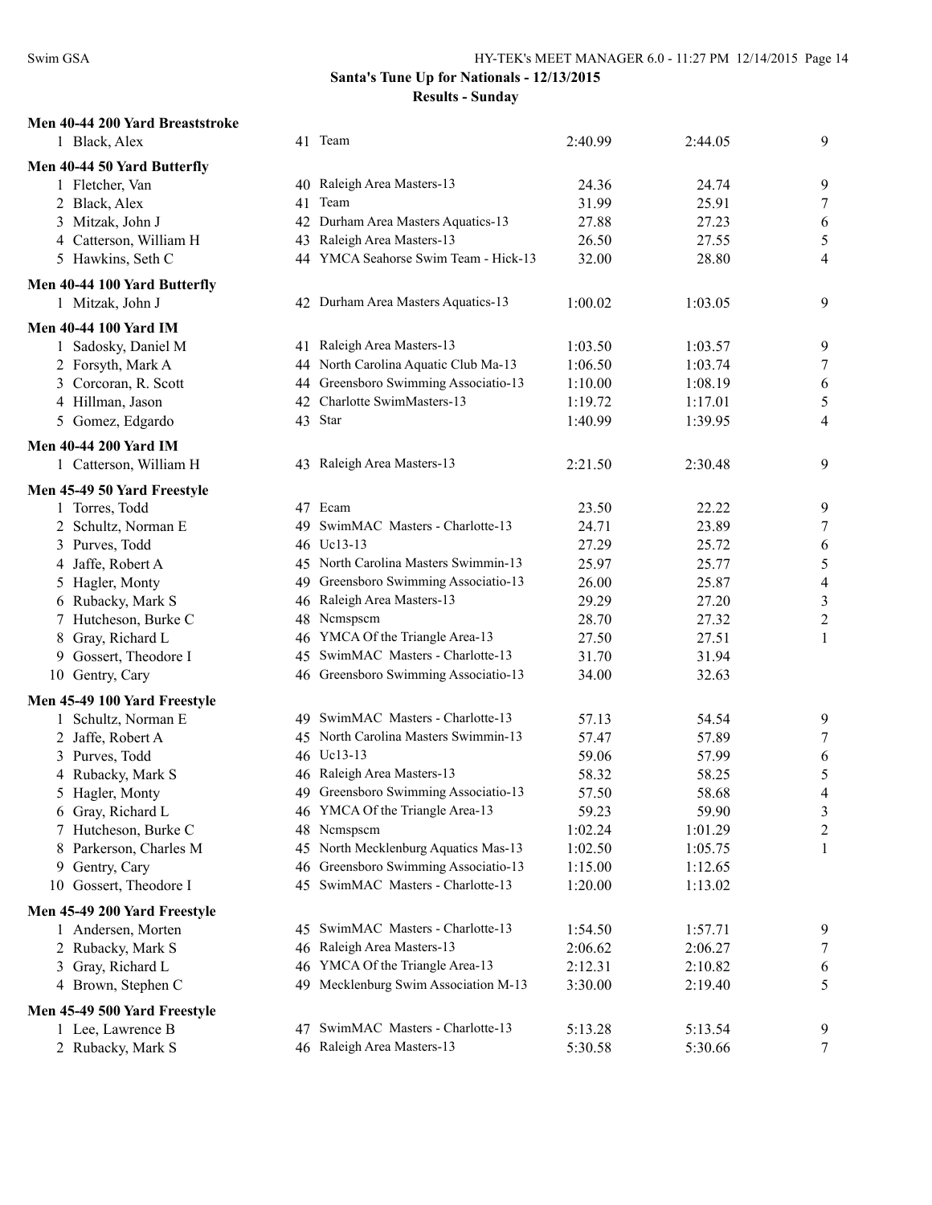**Santa's Tune Up for Nationals - 12/13/2015**

**Results - Sunday**

**Men 40-44 200 Yard Breaststroke**

| Place | Name | Age | Team | Seed Time | Finals Time | Points |
|---|---|---|---|---|---|---|
| 1 | Black, Alex | 41 | Team | 2:40.99 | 2:44.05 | 9 |

**Men 40-44 50 Yard Butterfly**

| Place | Name | Age | Team | Seed Time | Finals Time | Points |
|---|---|---|---|---|---|---|
| 1 | Fletcher, Van | 40 | Raleigh Area Masters-13 | 24.36 | 24.74 | 9 |
| 2 | Black, Alex | 41 | Team | 31.99 | 25.91 | 7 |
| 3 | Mitzak, John J | 42 | Durham Area Masters Aquatics-13 | 27.88 | 27.23 | 6 |
| 4 | Catterson, William H | 43 | Raleigh Area Masters-13 | 26.50 | 27.55 | 5 |
| 5 | Hawkins, Seth C | 44 | YMCA Seahorse Swim Team - Hick-13 | 32.00 | 28.80 | 4 |

**Men 40-44 100 Yard Butterfly**

| Place | Name | Age | Team | Seed Time | Finals Time | Points |
|---|---|---|---|---|---|---|
| 1 | Mitzak, John J | 42 | Durham Area Masters Aquatics-13 | 1:00.02 | 1:03.05 | 9 |

**Men 40-44 100 Yard IM**

| Place | Name | Age | Team | Seed Time | Finals Time | Points |
|---|---|---|---|---|---|---|
| 1 | Sadosky, Daniel M | 41 | Raleigh Area Masters-13 | 1:03.50 | 1:03.57 | 9 |
| 2 | Forsyth, Mark A | 44 | North Carolina Aquatic Club Ma-13 | 1:06.50 | 1:03.74 | 7 |
| 3 | Corcoran, R. Scott | 44 | Greensboro Swimming Associatio-13 | 1:10.00 | 1:08.19 | 6 |
| 4 | Hillman, Jason | 42 | Charlotte SwimMasters-13 | 1:19.72 | 1:17.01 | 5 |
| 5 | Gomez, Edgardo | 43 | Star | 1:40.99 | 1:39.95 | 4 |

**Men 40-44 200 Yard IM**

| Place | Name | Age | Team | Seed Time | Finals Time | Points |
|---|---|---|---|---|---|---|
| 1 | Catterson, William H | 43 | Raleigh Area Masters-13 | 2:21.50 | 2:30.48 | 9 |

**Men 45-49 50 Yard Freestyle**

| Place | Name | Age | Team | Seed Time | Finals Time | Points |
|---|---|---|---|---|---|---|
| 1 | Torres, Todd | 47 | Ecam | 23.50 | 22.22 | 9 |
| 2 | Schultz, Norman E | 49 | SwimMAC Masters - Charlotte-13 | 24.71 | 23.89 | 7 |
| 3 | Purves, Todd | 46 | Uc13-13 | 27.29 | 25.72 | 6 |
| 4 | Jaffe, Robert A | 45 | North Carolina Masters Swimmin-13 | 25.97 | 25.77 | 5 |
| 5 | Hagler, Monty | 49 | Greensboro Swimming Associatio-13 | 26.00 | 25.87 | 4 |
| 6 | Rubacky, Mark S | 46 | Raleigh Area Masters-13 | 29.29 | 27.20 | 3 |
| 7 | Hutcheson, Burke C | 48 | Ncmspscm | 28.70 | 27.32 | 2 |
| 8 | Gray, Richard L | 46 | YMCA Of the Triangle Area-13 | 27.50 | 27.51 | 1 |
| 9 | Gossert, Theodore I | 45 | SwimMAC Masters - Charlotte-13 | 31.70 | 31.94 | |
| 10 | Gentry, Cary | 46 | Greensboro Swimming Associatio-13 | 34.00 | 32.63 | |

**Men 45-49 100 Yard Freestyle**

| Place | Name | Age | Team | Seed Time | Finals Time | Points |
|---|---|---|---|---|---|---|
| 1 | Schultz, Norman E | 49 | SwimMAC Masters - Charlotte-13 | 57.13 | 54.54 | 9 |
| 2 | Jaffe, Robert A | 45 | North Carolina Masters Swimmin-13 | 57.47 | 57.89 | 7 |
| 3 | Purves, Todd | 46 | Uc13-13 | 59.06 | 57.99 | 6 |
| 4 | Rubacky, Mark S | 46 | Raleigh Area Masters-13 | 58.32 | 58.25 | 5 |
| 5 | Hagler, Monty | 49 | Greensboro Swimming Associatio-13 | 57.50 | 58.68 | 4 |
| 6 | Gray, Richard L | 46 | YMCA Of the Triangle Area-13 | 59.23 | 59.90 | 3 |
| 7 | Hutcheson, Burke C | 48 | Ncmspscm | 1:02.24 | 1:01.29 | 2 |
| 8 | Parkerson, Charles M | 45 | North Mecklenburg Aquatics Mas-13 | 1:02.50 | 1:05.75 | 1 |
| 9 | Gentry, Cary | 46 | Greensboro Swimming Associatio-13 | 1:15.00 | 1:12.65 | |
| 10 | Gossert, Theodore I | 45 | SwimMAC Masters - Charlotte-13 | 1:20.00 | 1:13.02 | |

**Men 45-49 200 Yard Freestyle**

| Place | Name | Age | Team | Seed Time | Finals Time | Points |
|---|---|---|---|---|---|---|
| 1 | Andersen, Morten | 45 | SwimMAC Masters - Charlotte-13 | 1:54.50 | 1:57.71 | 9 |
| 2 | Rubacky, Mark S | 46 | Raleigh Area Masters-13 | 2:06.62 | 2:06.27 | 7 |
| 3 | Gray, Richard L | 46 | YMCA Of the Triangle Area-13 | 2:12.31 | 2:10.82 | 6 |
| 4 | Brown, Stephen C | 49 | Mecklenburg Swim Association M-13 | 3:30.00 | 2:19.40 | 5 |

**Men 45-49 500 Yard Freestyle**

| Place | Name | Age | Team | Seed Time | Finals Time | Points |
|---|---|---|---|---|---|---|
| 1 | Lee, Lawrence B | 47 | SwimMAC Masters - Charlotte-13 | 5:13.28 | 5:13.54 | 9 |
| 2 | Rubacky, Mark S | 46 | Raleigh Area Masters-13 | 5:30.58 | 5:30.66 | 7 |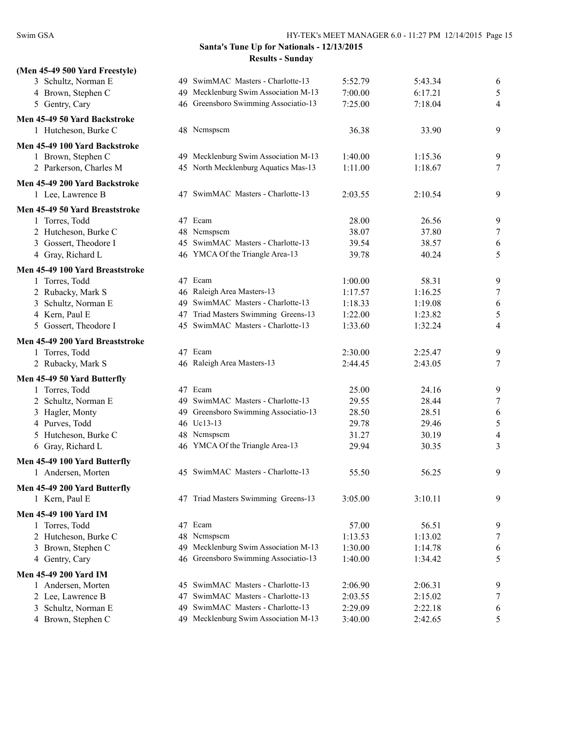## Santa's Tune Up for Nationals - 12/13/2015

### Results - Sunday

**(Men 45-49 500 Yard Freestyle)**

| | Name | Age | Team | Seed Time | Finals Time | Points |
|---|---|---|---|---|---|---|
| 3 | Schultz, Norman E | 49 | SwimMAC Masters - Charlotte-13 | 5:52.79 | 5:43.34 | 6 |
| 4 | Brown, Stephen C | 49 | Mecklenburg Swim Association M-13 | 7:00.00 | 6:17.21 | 5 |
| 5 | Gentry, Cary | 46 | Greensboro Swimming Associatio-13 | 7:25.00 | 7:18.04 | 4 |

**Men 45-49 50 Yard Backstroke**

| | Name | Age | Team | Seed Time | Finals Time | Points |
|---|---|---|---|---|---|---|
| 1 | Hutcheson, Burke C | 48 | Ncmspscm | 36.38 | 33.90 | 9 |

**Men 45-49 100 Yard Backstroke**

| | Name | Age | Team | Seed Time | Finals Time | Points |
|---|---|---|---|---|---|---|
| 1 | Brown, Stephen C | 49 | Mecklenburg Swim Association M-13 | 1:40.00 | 1:15.36 | 9 |
| 2 | Parkerson, Charles M | 45 | North Mecklenburg Aquatics Mas-13 | 1:11.00 | 1:18.67 | 7 |

**Men 45-49 200 Yard Backstroke**

| | Name | Age | Team | Seed Time | Finals Time | Points |
|---|---|---|---|---|---|---|
| 1 | Lee, Lawrence B | 47 | SwimMAC Masters - Charlotte-13 | 2:03.55 | 2:10.54 | 9 |

**Men 45-49 50 Yard Breaststroke**

| | Name | Age | Team | Seed Time | Finals Time | Points |
|---|---|---|---|---|---|---|
| 1 | Torres, Todd | 47 | Ecam | 28.00 | 26.56 | 9 |
| 2 | Hutcheson, Burke C | 48 | Ncmspscm | 38.07 | 37.80 | 7 |
| 3 | Gossert, Theodore I | 45 | SwimMAC Masters - Charlotte-13 | 39.54 | 38.57 | 6 |
| 4 | Gray, Richard L | 46 | YMCA Of the Triangle Area-13 | 39.78 | 40.24 | 5 |

**Men 45-49 100 Yard Breaststroke**

| | Name | Age | Team | Seed Time | Finals Time | Points |
|---|---|---|---|---|---|---|
| 1 | Torres, Todd | 47 | Ecam | 1:00.00 | 58.31 | 9 |
| 2 | Rubacky, Mark S | 46 | Raleigh Area Masters-13 | 1:17.57 | 1:16.25 | 7 |
| 3 | Schultz, Norman E | 49 | SwimMAC Masters - Charlotte-13 | 1:18.33 | 1:19.08 | 6 |
| 4 | Kern, Paul E | 47 | Triad Masters Swimming Greens-13 | 1:22.00 | 1:23.82 | 5 |
| 5 | Gossert, Theodore I | 45 | SwimMAC Masters - Charlotte-13 | 1:33.60 | 1:32.24 | 4 |

**Men 45-49 200 Yard Breaststroke**

| | Name | Age | Team | Seed Time | Finals Time | Points |
|---|---|---|---|---|---|---|
| 1 | Torres, Todd | 47 | Ecam | 2:30.00 | 2:25.47 | 9 |
| 2 | Rubacky, Mark S | 46 | Raleigh Area Masters-13 | 2:44.45 | 2:43.05 | 7 |

**Men 45-49 50 Yard Butterfly**

| | Name | Age | Team | Seed Time | Finals Time | Points |
|---|---|---|---|---|---|---|
| 1 | Torres, Todd | 47 | Ecam | 25.00 | 24.16 | 9 |
| 2 | Schultz, Norman E | 49 | SwimMAC Masters - Charlotte-13 | 29.55 | 28.44 | 7 |
| 3 | Hagler, Monty | 49 | Greensboro Swimming Associatio-13 | 28.50 | 28.51 | 6 |
| 4 | Purves, Todd | 46 | Uc13-13 | 29.78 | 29.46 | 5 |
| 5 | Hutcheson, Burke C | 48 | Ncmspscm | 31.27 | 30.19 | 4 |
| 6 | Gray, Richard L | 46 | YMCA Of the Triangle Area-13 | 29.94 | 30.35 | 3 |

**Men 45-49 100 Yard Butterfly**

| | Name | Age | Team | Seed Time | Finals Time | Points |
|---|---|---|---|---|---|---|
| 1 | Andersen, Morten | 45 | SwimMAC Masters - Charlotte-13 | 55.50 | 56.25 | 9 |

**Men 45-49 200 Yard Butterfly**

| | Name | Age | Team | Seed Time | Finals Time | Points |
|---|---|---|---|---|---|---|
| 1 | Kern, Paul E | 47 | Triad Masters Swimming Greens-13 | 3:05.00 | 3:10.11 | 9 |

**Men 45-49 100 Yard IM**

| | Name | Age | Team | Seed Time | Finals Time | Points |
|---|---|---|---|---|---|---|
| 1 | Torres, Todd | 47 | Ecam | 57.00 | 56.51 | 9 |
| 2 | Hutcheson, Burke C | 48 | Ncmspscm | 1:13.53 | 1:13.02 | 7 |
| 3 | Brown, Stephen C | 49 | Mecklenburg Swim Association M-13 | 1:30.00 | 1:14.78 | 6 |
| 4 | Gentry, Cary | 46 | Greensboro Swimming Associatio-13 | 1:40.00 | 1:34.42 | 5 |

**Men 45-49 200 Yard IM**

| | Name | Age | Team | Seed Time | Finals Time | Points |
|---|---|---|---|---|---|---|
| 1 | Andersen, Morten | 45 | SwimMAC Masters - Charlotte-13 | 2:06.90 | 2:06.31 | 9 |
| 2 | Lee, Lawrence B | 47 | SwimMAC Masters - Charlotte-13 | 2:03.55 | 2:15.02 | 7 |
| 3 | Schultz, Norman E | 49 | SwimMAC Masters - Charlotte-13 | 2:29.09 | 2:22.18 | 6 |
| 4 | Brown, Stephen C | 49 | Mecklenburg Swim Association M-13 | 3:40.00 | 2:42.65 | 5 |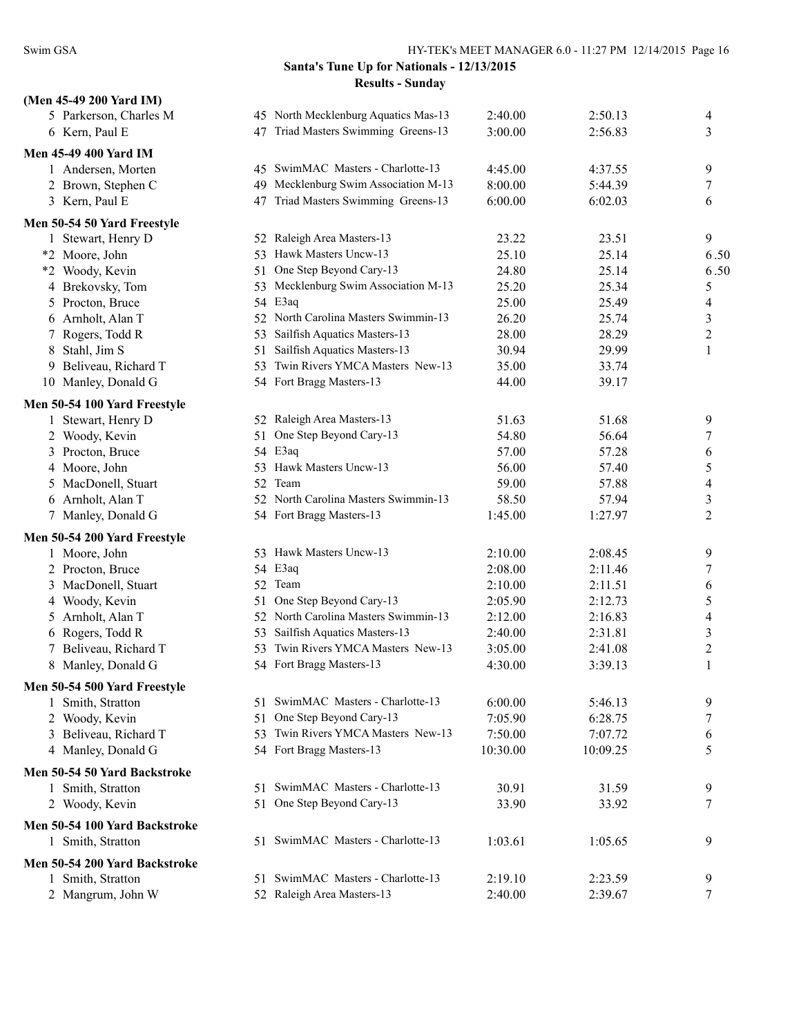**Santa's Tune Up for Nationals - 12/13/2015**

**Results - Sunday**

**(Men 45-49 200 Yard IM)**

| | Name | Age | Team | Seed Time | Finals Time | Points |
|---|---|---|---|---|---|---|
| 5 | Parkerson, Charles M | 45 | North Mecklenburg Aquatics Mas-13 | 2:40.00 | 2:50.13 | 4 |
| 6 | Kern, Paul E | 47 | Triad Masters Swimming Greens-13 | 3:00.00 | 2:56.83 | 3 |

**Men 45-49 400 Yard IM**

| | Name | Age | Team | Seed Time | Finals Time | Points |
|---|---|---|---|---|---|---|
| 1 | Andersen, Morten | 45 | SwimMAC Masters - Charlotte-13 | 4:45.00 | 4:37.55 | 9 |
| 2 | Brown, Stephen C | 49 | Mecklenburg Swim Association M-13 | 8:00.00 | 5:44.39 | 7 |
| 3 | Kern, Paul E | 47 | Triad Masters Swimming Greens-13 | 6:00.00 | 6:02.03 | 6 |

**Men 50-54 50 Yard Freestyle**

| | Name | Age | Team | Seed Time | Finals Time | Points |
|---|---|---|---|---|---|---|
| 1 | Stewart, Henry D | 52 | Raleigh Area Masters-13 | 23.22 | 23.51 | 9 |
| *2 | Moore, John | 53 | Hawk Masters Uncw-13 | 25.10 | 25.14 | 6.50 |
| *2 | Woody, Kevin | 51 | One Step Beyond Cary-13 | 24.80 | 25.14 | 6.50 |
| 4 | Brekovsky, Tom | 53 | Mecklenburg Swim Association M-13 | 25.20 | 25.34 | 5 |
| 5 | Procton, Bruce | 54 | E3aq | 25.00 | 25.49 | 4 |
| 6 | Arnholt, Alan T | 52 | North Carolina Masters Swimmin-13 | 26.20 | 25.74 | 3 |
| 7 | Rogers, Todd R | 53 | Sailfish Aquatics Masters-13 | 28.00 | 28.29 | 2 |
| 8 | Stahl, Jim S | 51 | Sailfish Aquatics Masters-13 | 30.94 | 29.99 | 1 |
| 9 | Beliveau, Richard T | 53 | Twin Rivers YMCA Masters New-13 | 35.00 | 33.74 | |
| 10 | Manley, Donald G | 54 | Fort Bragg Masters-13 | 44.00 | 39.17 | |

**Men 50-54 100 Yard Freestyle**

| | Name | Age | Team | Seed Time | Finals Time | Points |
|---|---|---|---|---|---|---|
| 1 | Stewart, Henry D | 52 | Raleigh Area Masters-13 | 51.63 | 51.68 | 9 |
| 2 | Woody, Kevin | 51 | One Step Beyond Cary-13 | 54.80 | 56.64 | 7 |
| 3 | Procton, Bruce | 54 | E3aq | 57.00 | 57.28 | 6 |
| 4 | Moore, John | 53 | Hawk Masters Uncw-13 | 56.00 | 57.40 | 5 |
| 5 | MacDonell, Stuart | 52 | Team | 59.00 | 57.88 | 4 |
| 6 | Arnholt, Alan T | 52 | North Carolina Masters Swimmin-13 | 58.50 | 57.94 | 3 |
| 7 | Manley, Donald G | 54 | Fort Bragg Masters-13 | 1:45.00 | 1:27.97 | 2 |

**Men 50-54 200 Yard Freestyle**

| | Name | Age | Team | Seed Time | Finals Time | Points |
|---|---|---|---|---|---|---|
| 1 | Moore, John | 53 | Hawk Masters Uncw-13 | 2:10.00 | 2:08.45 | 9 |
| 2 | Procton, Bruce | 54 | E3aq | 2:08.00 | 2:11.46 | 7 |
| 3 | MacDonell, Stuart | 52 | Team | 2:10.00 | 2:11.51 | 6 |
| 4 | Woody, Kevin | 51 | One Step Beyond Cary-13 | 2:05.90 | 2:12.73 | 5 |
| 5 | Arnholt, Alan T | 52 | North Carolina Masters Swimmin-13 | 2:12.00 | 2:16.83 | 4 |
| 6 | Rogers, Todd R | 53 | Sailfish Aquatics Masters-13 | 2:40.00 | 2:31.81 | 3 |
| 7 | Beliveau, Richard T | 53 | Twin Rivers YMCA Masters New-13 | 3:05.00 | 2:41.08 | 2 |
| 8 | Manley, Donald G | 54 | Fort Bragg Masters-13 | 4:30.00 | 3:39.13 | 1 |

**Men 50-54 500 Yard Freestyle**

| | Name | Age | Team | Seed Time | Finals Time | Points |
|---|---|---|---|---|---|---|
| 1 | Smith, Stratton | 51 | SwimMAC Masters - Charlotte-13 | 6:00.00 | 5:46.13 | 9 |
| 2 | Woody, Kevin | 51 | One Step Beyond Cary-13 | 7:05.90 | 6:28.75 | 7 |
| 3 | Beliveau, Richard T | 53 | Twin Rivers YMCA Masters New-13 | 7:50.00 | 7:07.72 | 6 |
| 4 | Manley, Donald G | 54 | Fort Bragg Masters-13 | 10:30.00 | 10:09.25 | 5 |

**Men 50-54 50 Yard Backstroke**

| | Name | Age | Team | Seed Time | Finals Time | Points |
|---|---|---|---|---|---|---|
| 1 | Smith, Stratton | 51 | SwimMAC Masters - Charlotte-13 | 30.91 | 31.59 | 9 |
| 2 | Woody, Kevin | 51 | One Step Beyond Cary-13 | 33.90 | 33.92 | 7 |

**Men 50-54 100 Yard Backstroke**

| | Name | Age | Team | Seed Time | Finals Time | Points |
|---|---|---|---|---|---|---|
| 1 | Smith, Stratton | 51 | SwimMAC Masters - Charlotte-13 | 1:03.61 | 1:05.65 | 9 |

**Men 50-54 200 Yard Backstroke**

| | Name | Age | Team | Seed Time | Finals Time | Points |
|---|---|---|---|---|---|---|
| 1 | Smith, Stratton | 51 | SwimMAC Masters - Charlotte-13 | 2:19.10 | 2:23.59 | 9 |
| 2 | Mangrum, John W | 52 | Raleigh Area Masters-13 | 2:40.00 | 2:39.67 | 7 |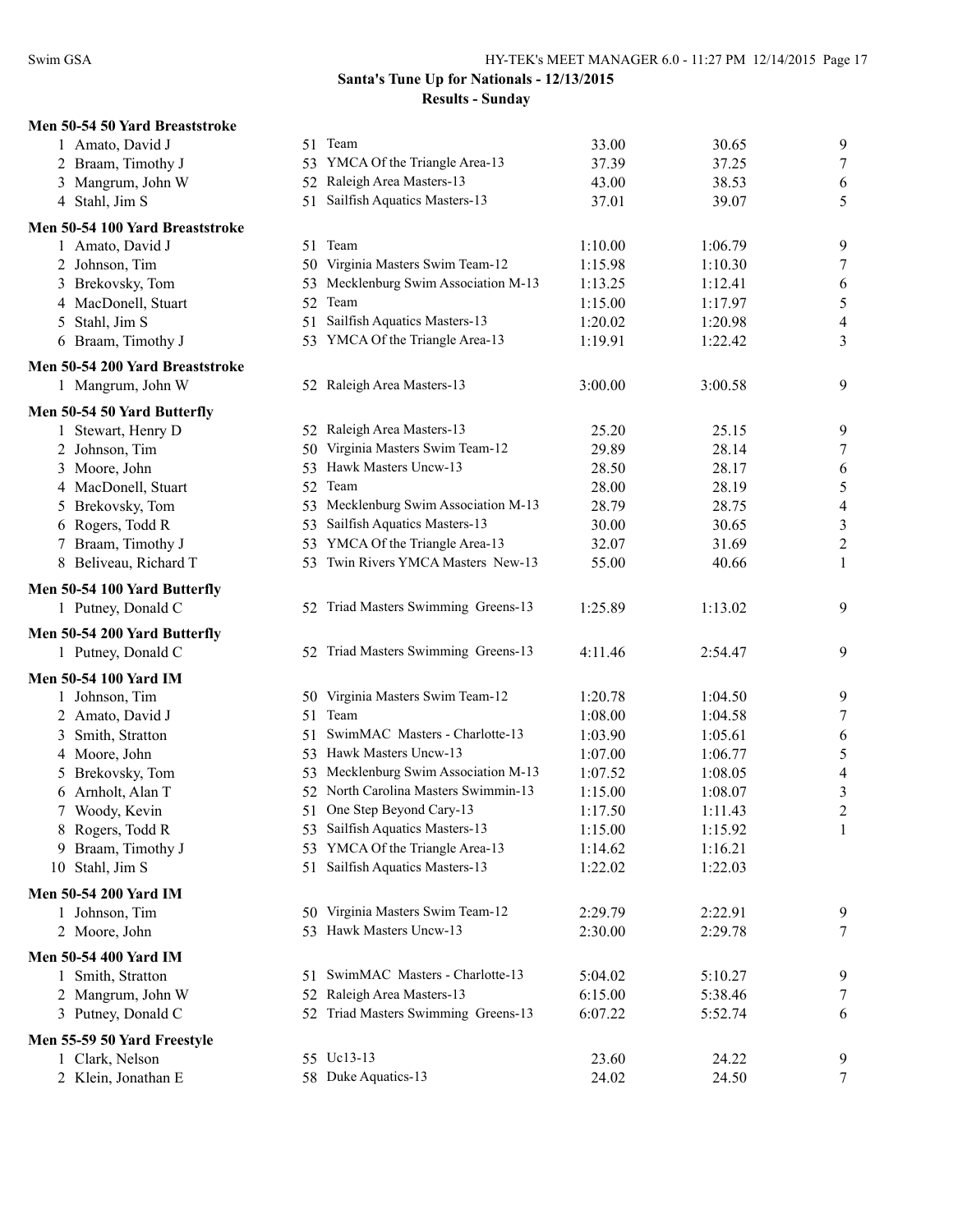**Santa's Tune Up for Nationals - 12/13/2015**

**Results - Sunday**

**Men 50-54 50 Yard Breaststroke**

| | Name | Age | Team | Seed | Finals | Points |
|---|---|---|---|---|---|---|
| 1 | Amato, David J | 51 | Team | 33.00 | 30.65 | 9 |
| 2 | Braam, Timothy J | 53 | YMCA Of the Triangle Area-13 | 37.39 | 37.25 | 7 |
| 3 | Mangrum, John W | 52 | Raleigh Area Masters-13 | 43.00 | 38.53 | 6 |
| 4 | Stahl, Jim S | 51 | Sailfish Aquatics Masters-13 | 37.01 | 39.07 | 5 |

**Men 50-54 100 Yard Breaststroke**

| | Name | Age | Team | Seed | Finals | Points |
|---|---|---|---|---|---|---|
| 1 | Amato, David J | 51 | Team | 1:10.00 | 1:06.79 | 9 |
| 2 | Johnson, Tim | 50 | Virginia Masters Swim Team-12 | 1:15.98 | 1:10.30 | 7 |
| 3 | Brekovsky, Tom | 53 | Mecklenburg Swim Association M-13 | 1:13.25 | 1:12.41 | 6 |
| 4 | MacDonell, Stuart | 52 | Team | 1:15.00 | 1:17.97 | 5 |
| 5 | Stahl, Jim S | 51 | Sailfish Aquatics Masters-13 | 1:20.02 | 1:20.98 | 4 |
| 6 | Braam, Timothy J | 53 | YMCA Of the Triangle Area-13 | 1:19.91 | 1:22.42 | 3 |

**Men 50-54 200 Yard Breaststroke**

| | Name | Age | Team | Seed | Finals | Points |
|---|---|---|---|---|---|---|
| 1 | Mangrum, John W | 52 | Raleigh Area Masters-13 | 3:00.00 | 3:00.58 | 9 |

**Men 50-54 50 Yard Butterfly**

| | Name | Age | Team | Seed | Finals | Points |
|---|---|---|---|---|---|---|
| 1 | Stewart, Henry D | 52 | Raleigh Area Masters-13 | 25.20 | 25.15 | 9 |
| 2 | Johnson, Tim | 50 | Virginia Masters Swim Team-12 | 29.89 | 28.14 | 7 |
| 3 | Moore, John | 53 | Hawk Masters Uncw-13 | 28.50 | 28.17 | 6 |
| 4 | MacDonell, Stuart | 52 | Team | 28.00 | 28.19 | 5 |
| 5 | Brekovsky, Tom | 53 | Mecklenburg Swim Association M-13 | 28.79 | 28.75 | 4 |
| 6 | Rogers, Todd R | 53 | Sailfish Aquatics Masters-13 | 30.00 | 30.65 | 3 |
| 7 | Braam, Timothy J | 53 | YMCA Of the Triangle Area-13 | 32.07 | 31.69 | 2 |
| 8 | Beliveau, Richard T | 53 | Twin Rivers YMCA Masters New-13 | 55.00 | 40.66 | 1 |

**Men 50-54 100 Yard Butterfly**

| | Name | Age | Team | Seed | Finals | Points |
|---|---|---|---|---|---|---|
| 1 | Putney, Donald C | 52 | Triad Masters Swimming Greens-13 | 1:25.89 | 1:13.02 | 9 |

**Men 50-54 200 Yard Butterfly**

| | Name | Age | Team | Seed | Finals | Points |
|---|---|---|---|---|---|---|
| 1 | Putney, Donald C | 52 | Triad Masters Swimming Greens-13 | 4:11.46 | 2:54.47 | 9 |

**Men 50-54 100 Yard IM**

| | Name | Age | Team | Seed | Finals | Points |
|---|---|---|---|---|---|---|
| 1 | Johnson, Tim | 50 | Virginia Masters Swim Team-12 | 1:20.78 | 1:04.50 | 9 |
| 2 | Amato, David J | 51 | Team | 1:08.00 | 1:04.58 | 7 |
| 3 | Smith, Stratton | 51 | SwimMAC Masters - Charlotte-13 | 1:03.90 | 1:05.61 | 6 |
| 4 | Moore, John | 53 | Hawk Masters Uncw-13 | 1:07.00 | 1:06.77 | 5 |
| 5 | Brekovsky, Tom | 53 | Mecklenburg Swim Association M-13 | 1:07.52 | 1:08.05 | 4 |
| 6 | Arnholt, Alan T | 52 | North Carolina Masters Swimmin-13 | 1:15.00 | 1:08.07 | 3 |
| 7 | Woody, Kevin | 51 | One Step Beyond Cary-13 | 1:17.50 | 1:11.43 | 2 |
| 8 | Rogers, Todd R | 53 | Sailfish Aquatics Masters-13 | 1:15.00 | 1:15.92 | 1 |
| 9 | Braam, Timothy J | 53 | YMCA Of the Triangle Area-13 | 1:14.62 | 1:16.21 | |
| 10 | Stahl, Jim S | 51 | Sailfish Aquatics Masters-13 | 1:22.02 | 1:22.03 | |

**Men 50-54 200 Yard IM**

| | Name | Age | Team | Seed | Finals | Points |
|---|---|---|---|---|---|---|
| 1 | Johnson, Tim | 50 | Virginia Masters Swim Team-12 | 2:29.79 | 2:22.91 | 9 |
| 2 | Moore, John | 53 | Hawk Masters Uncw-13 | 2:30.00 | 2:29.78 | 7 |

**Men 50-54 400 Yard IM**

| | Name | Age | Team | Seed | Finals | Points |
|---|---|---|---|---|---|---|
| 1 | Smith, Stratton | 51 | SwimMAC Masters - Charlotte-13 | 5:04.02 | 5:10.27 | 9 |
| 2 | Mangrum, John W | 52 | Raleigh Area Masters-13 | 6:15.00 | 5:38.46 | 7 |
| 3 | Putney, Donald C | 52 | Triad Masters Swimming Greens-13 | 6:07.22 | 5:52.74 | 6 |

**Men 55-59 50 Yard Freestyle**

| | Name | Age | Team | Seed | Finals | Points |
|---|---|---|---|---|---|---|
| 1 | Clark, Nelson | 55 | Uc13-13 | 23.60 | 24.22 | 9 |
| 2 | Klein, Jonathan E | 58 | Duke Aquatics-13 | 24.02 | 24.50 | 7 |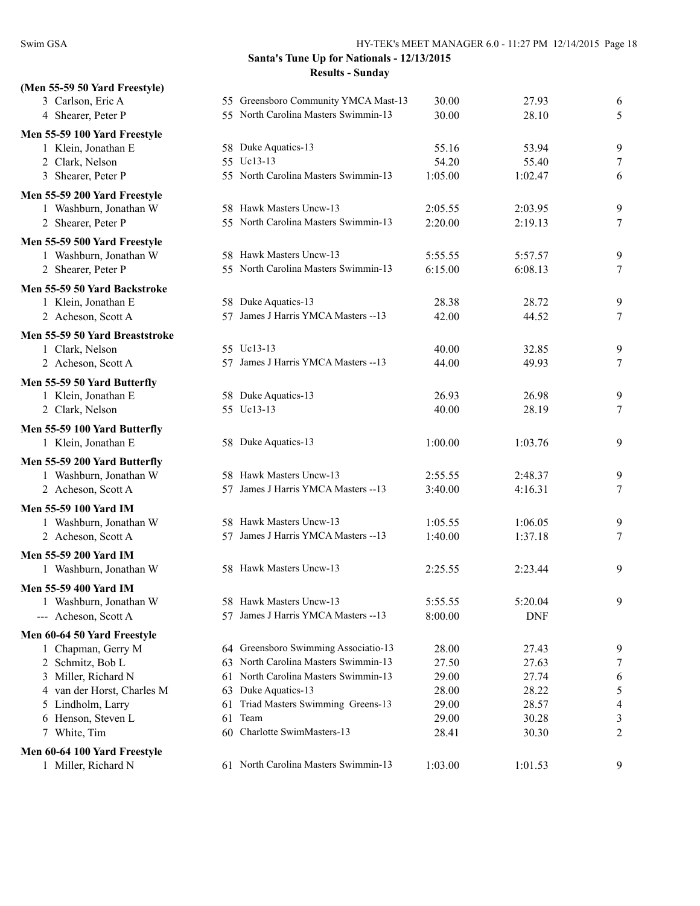Santa's Tune Up for Nationals - 12/13/2015

Results - Sunday

**(Men 55-59 50 Yard Freestyle)**

| Place | Name | Age | Team | Seed Time | Finals Time | Points |
|---|---|---|---|---|---|---|
| 3 | Carlson, Eric A | 55 | Greensboro Community YMCA Mast-13 | 30.00 | 27.93 | 6 |
| 4 | Shearer, Peter P | 55 | North Carolina Masters Swimmin-13 | 30.00 | 28.10 | 5 |

**Men 55-59 100 Yard Freestyle**

| Place | Name | Age | Team | Seed Time | Finals Time | Points |
|---|---|---|---|---|---|---|
| 1 | Klein, Jonathan E | 58 | Duke Aquatics-13 | 55.16 | 53.94 | 9 |
| 2 | Clark, Nelson | 55 | Uc13-13 | 54.20 | 55.40 | 7 |
| 3 | Shearer, Peter P | 55 | North Carolina Masters Swimmin-13 | 1:05.00 | 1:02.47 | 6 |

**Men 55-59 200 Yard Freestyle**

| Place | Name | Age | Team | Seed Time | Finals Time | Points |
|---|---|---|---|---|---|---|
| 1 | Washburn, Jonathan W | 58 | Hawk Masters Uncw-13 | 2:05.55 | 2:03.95 | 9 |
| 2 | Shearer, Peter P | 55 | North Carolina Masters Swimmin-13 | 2:20.00 | 2:19.13 | 7 |

**Men 55-59 500 Yard Freestyle**

| Place | Name | Age | Team | Seed Time | Finals Time | Points |
|---|---|---|---|---|---|---|
| 1 | Washburn, Jonathan W | 58 | Hawk Masters Uncw-13 | 5:55.55 | 5:57.57 | 9 |
| 2 | Shearer, Peter P | 55 | North Carolina Masters Swimmin-13 | 6:15.00 | 6:08.13 | 7 |

**Men 55-59 50 Yard Backstroke**

| Place | Name | Age | Team | Seed Time | Finals Time | Points |
|---|---|---|---|---|---|---|
| 1 | Klein, Jonathan E | 58 | Duke Aquatics-13 | 28.38 | 28.72 | 9 |
| 2 | Acheson, Scott A | 57 | James J Harris YMCA Masters --13 | 42.00 | 44.52 | 7 |

**Men 55-59 50 Yard Breaststroke**

| Place | Name | Age | Team | Seed Time | Finals Time | Points |
|---|---|---|---|---|---|---|
| 1 | Clark, Nelson | 55 | Uc13-13 | 40.00 | 32.85 | 9 |
| 2 | Acheson, Scott A | 57 | James J Harris YMCA Masters --13 | 44.00 | 49.93 | 7 |

**Men 55-59 50 Yard Butterfly**

| Place | Name | Age | Team | Seed Time | Finals Time | Points |
|---|---|---|---|---|---|---|
| 1 | Klein, Jonathan E | 58 | Duke Aquatics-13 | 26.93 | 26.98 | 9 |
| 2 | Clark, Nelson | 55 | Uc13-13 | 40.00 | 28.19 | 7 |

**Men 55-59 100 Yard Butterfly**

| Place | Name | Age | Team | Seed Time | Finals Time | Points |
|---|---|---|---|---|---|---|
| 1 | Klein, Jonathan E | 58 | Duke Aquatics-13 | 1:00.00 | 1:03.76 | 9 |

**Men 55-59 200 Yard Butterfly**

| Place | Name | Age | Team | Seed Time | Finals Time | Points |
|---|---|---|---|---|---|---|
| 1 | Washburn, Jonathan W | 58 | Hawk Masters Uncw-13 | 2:55.55 | 2:48.37 | 9 |
| 2 | Acheson, Scott A | 57 | James J Harris YMCA Masters --13 | 3:40.00 | 4:16.31 | 7 |

**Men 55-59 100 Yard IM**

| Place | Name | Age | Team | Seed Time | Finals Time | Points |
|---|---|---|---|---|---|---|
| 1 | Washburn, Jonathan W | 58 | Hawk Masters Uncw-13 | 1:05.55 | 1:06.05 | 9 |
| 2 | Acheson, Scott A | 57 | James J Harris YMCA Masters --13 | 1:40.00 | 1:37.18 | 7 |

**Men 55-59 200 Yard IM**

| Place | Name | Age | Team | Seed Time | Finals Time | Points |
|---|---|---|---|---|---|---|
| 1 | Washburn, Jonathan W | 58 | Hawk Masters Uncw-13 | 2:25.55 | 2:23.44 | 9 |

**Men 55-59 400 Yard IM**

| Place | Name | Age | Team | Seed Time | Finals Time | Points |
|---|---|---|---|---|---|---|
| 1 | Washburn, Jonathan W | 58 | Hawk Masters Uncw-13 | 5:55.55 | 5:20.04 | 9 |
| --- | Acheson, Scott A | 57 | James J Harris YMCA Masters --13 | 8:00.00 | DNF | |

**Men 60-64 50 Yard Freestyle**

| Place | Name | Age | Team | Seed Time | Finals Time | Points |
|---|---|---|---|---|---|---|
| 1 | Chapman, Gerry M | 64 | Greensboro Swimming Associatio-13 | 28.00 | 27.43 | 9 |
| 2 | Schmitz, Bob L | 63 | North Carolina Masters Swimmin-13 | 27.50 | 27.63 | 7 |
| 3 | Miller, Richard N | 61 | North Carolina Masters Swimmin-13 | 29.00 | 27.74 | 6 |
| 4 | van der Horst, Charles M | 63 | Duke Aquatics-13 | 28.00 | 28.22 | 5 |
| 5 | Lindholm, Larry | 61 | Triad Masters Swimming Greens-13 | 29.00 | 28.57 | 4 |
| 6 | Henson, Steven L | 61 | Team | 29.00 | 30.28 | 3 |
| 7 | White, Tim | 60 | Charlotte SwimMasters-13 | 28.41 | 30.30 | 2 |

**Men 60-64 100 Yard Freestyle**

| Place | Name | Age | Team | Seed Time | Finals Time | Points |
|---|---|---|---|---|---|---|
| 1 | Miller, Richard N | 61 | North Carolina Masters Swimmin-13 | 1:03.00 | 1:01.53 | 9 |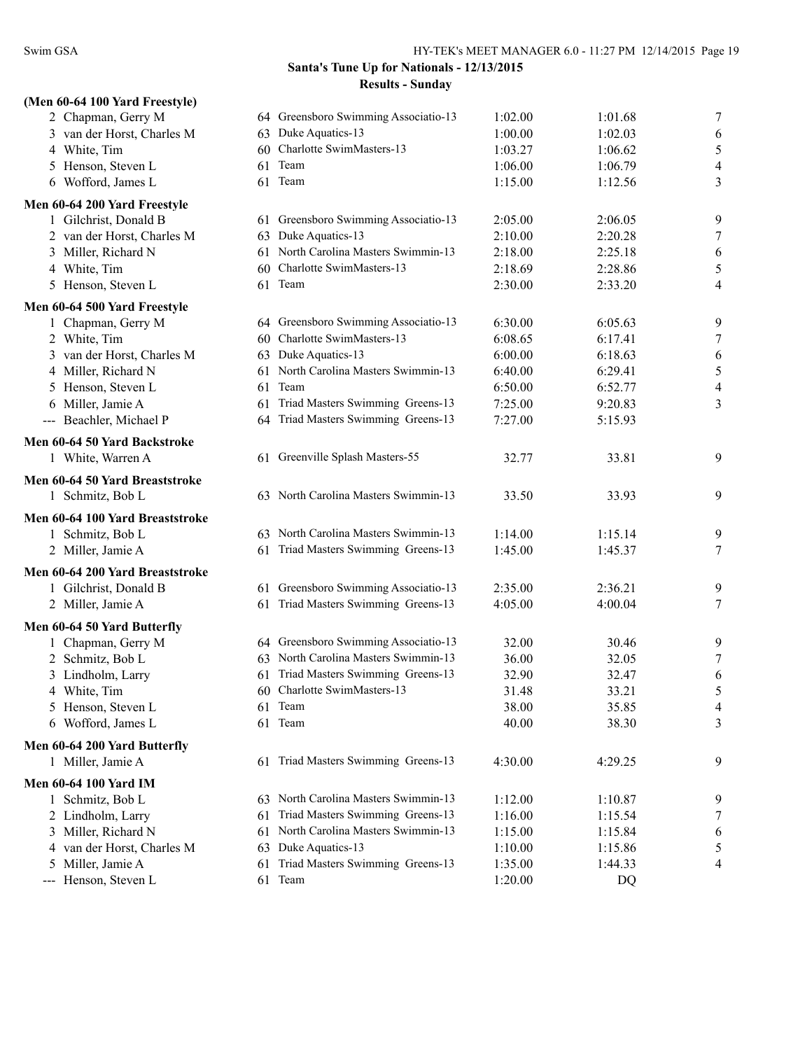**Santa's Tune Up for Nationals - 12/13/2015**

**Results - Sunday**

### (Men 60-64 100 Yard Freestyle)

| | Name | Age | Team | Seed Time | Finals Time | Points |
|---|---|---|---|---|---|---|
| 2 | Chapman, Gerry M | 64 | Greensboro Swimming Associatio-13 | 1:02.00 | 1:01.68 | 7 |
| 3 | van der Horst, Charles M | 63 | Duke Aquatics-13 | 1:00.00 | 1:02.03 | 6 |
| 4 | White, Tim | 60 | Charlotte SwimMasters-13 | 1:03.27 | 1:06.62 | 5 |
| 5 | Henson, Steven L | 61 | Team | 1:06.00 | 1:06.79 | 4 |
| 6 | Wofford, James L | 61 | Team | 1:15.00 | 1:12.56 | 3 |

### Men 60-64 200 Yard Freestyle

| | Name | Age | Team | Seed Time | Finals Time | Points |
|---|---|---|---|---|---|---|
| 1 | Gilchrist, Donald B | 61 | Greensboro Swimming Associatio-13 | 2:05.00 | 2:06.05 | 9 |
| 2 | van der Horst, Charles M | 63 | Duke Aquatics-13 | 2:10.00 | 2:20.28 | 7 |
| 3 | Miller, Richard N | 61 | North Carolina Masters Swimmin-13 | 2:18.00 | 2:25.18 | 6 |
| 4 | White, Tim | 60 | Charlotte SwimMasters-13 | 2:18.69 | 2:28.86 | 5 |
| 5 | Henson, Steven L | 61 | Team | 2:30.00 | 2:33.20 | 4 |

### Men 60-64 500 Yard Freestyle

| | Name | Age | Team | Seed Time | Finals Time | Points |
|---|---|---|---|---|---|---|
| 1 | Chapman, Gerry M | 64 | Greensboro Swimming Associatio-13 | 6:30.00 | 6:05.63 | 9 |
| 2 | White, Tim | 60 | Charlotte SwimMasters-13 | 6:08.65 | 6:17.41 | 7 |
| 3 | van der Horst, Charles M | 63 | Duke Aquatics-13 | 6:00.00 | 6:18.63 | 6 |
| 4 | Miller, Richard N | 61 | North Carolina Masters Swimmin-13 | 6:40.00 | 6:29.41 | 5 |
| 5 | Henson, Steven L | 61 | Team | 6:50.00 | 6:52.77 | 4 |
| 6 | Miller, Jamie A | 61 | Triad Masters Swimming Greens-13 | 7:25.00 | 9:20.83 | 3 |
| --- | Beachler, Michael P | 64 | Triad Masters Swimming Greens-13 | 7:27.00 | 5:15.93 | |

### Men 60-64 50 Yard Backstroke

| | Name | Age | Team | Seed Time | Finals Time | Points |
|---|---|---|---|---|---|---|
| 1 | White, Warren A | 61 | Greenville Splash Masters-55 | 32.77 | 33.81 | 9 |

### Men 60-64 50 Yard Breaststroke

| | Name | Age | Team | Seed Time | Finals Time | Points |
|---|---|---|---|---|---|---|
| 1 | Schmitz, Bob L | 63 | North Carolina Masters Swimmin-13 | 33.50 | 33.93 | 9 |

### Men 60-64 100 Yard Breaststroke

| | Name | Age | Team | Seed Time | Finals Time | Points |
|---|---|---|---|---|---|---|
| 1 | Schmitz, Bob L | 63 | North Carolina Masters Swimmin-13 | 1:14.00 | 1:15.14 | 9 |
| 2 | Miller, Jamie A | 61 | Triad Masters Swimming Greens-13 | 1:45.00 | 1:45.37 | 7 |

### Men 60-64 200 Yard Breaststroke

| | Name | Age | Team | Seed Time | Finals Time | Points |
|---|---|---|---|---|---|---|
| 1 | Gilchrist, Donald B | 61 | Greensboro Swimming Associatio-13 | 2:35.00 | 2:36.21 | 9 |
| 2 | Miller, Jamie A | 61 | Triad Masters Swimming Greens-13 | 4:05.00 | 4:00.04 | 7 |

### Men 60-64 50 Yard Butterfly

| | Name | Age | Team | Seed Time | Finals Time | Points |
|---|---|---|---|---|---|---|
| 1 | Chapman, Gerry M | 64 | Greensboro Swimming Associatio-13 | 32.00 | 30.46 | 9 |
| 2 | Schmitz, Bob L | 63 | North Carolina Masters Swimmin-13 | 36.00 | 32.05 | 7 |
| 3 | Lindholm, Larry | 61 | Triad Masters Swimming Greens-13 | 32.90 | 32.47 | 6 |
| 4 | White, Tim | 60 | Charlotte SwimMasters-13 | 31.48 | 33.21 | 5 |
| 5 | Henson, Steven L | 61 | Team | 38.00 | 35.85 | 4 |
| 6 | Wofford, James L | 61 | Team | 40.00 | 38.30 | 3 |

### Men 60-64 200 Yard Butterfly

| | Name | Age | Team | Seed Time | Finals Time | Points |
|---|---|---|---|---|---|---|
| 1 | Miller, Jamie A | 61 | Triad Masters Swimming Greens-13 | 4:30.00 | 4:29.25 | 9 |

### Men 60-64 100 Yard IM

| | Name | Age | Team | Seed Time | Finals Time | Points |
|---|---|---|---|---|---|---|
| 1 | Schmitz, Bob L | 63 | North Carolina Masters Swimmin-13 | 1:12.00 | 1:10.87 | 9 |
| 2 | Lindholm, Larry | 61 | Triad Masters Swimming Greens-13 | 1:16.00 | 1:15.54 | 7 |
| 3 | Miller, Richard N | 61 | North Carolina Masters Swimmin-13 | 1:15.00 | 1:15.84 | 6 |
| 4 | van der Horst, Charles M | 63 | Duke Aquatics-13 | 1:10.00 | 1:15.86 | 5 |
| 5 | Miller, Jamie A | 61 | Triad Masters Swimming Greens-13 | 1:35.00 | 1:44.33 | 4 |
| --- | Henson, Steven L | 61 | Team | 1:20.00 | DQ | |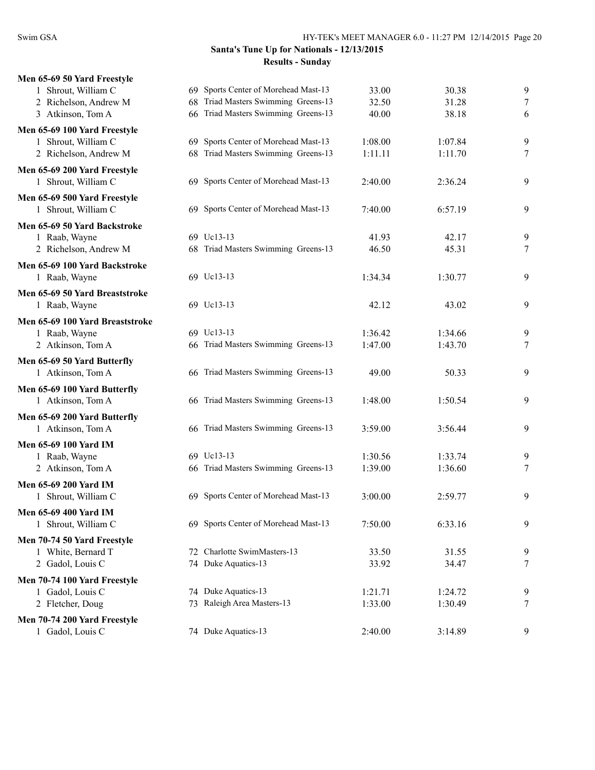## Santa's Tune Up for Nationals - 12/13/2015

### Results - Sunday

**Men 65-69 50 Yard Freestyle**

| | Name | Age | Team | Seed | Finals | Points |
|---|---|---|---|---|---|---|
| 1 | Shrout, William C | 69 | Sports Center of Morehead Mast-13 | 33.00 | 30.38 | 9 |
| 2 | Richelson, Andrew M | 68 | Triad Masters Swimming Greens-13 | 32.50 | 31.28 | 7 |
| 3 | Atkinson, Tom A | 66 | Triad Masters Swimming Greens-13 | 40.00 | 38.18 | 6 |

**Men 65-69 100 Yard Freestyle**

| | Name | Age | Team | Seed | Finals | Points |
|---|---|---|---|---|---|---|
| 1 | Shrout, William C | 69 | Sports Center of Morehead Mast-13 | 1:08.00 | 1:07.84 | 9 |
| 2 | Richelson, Andrew M | 68 | Triad Masters Swimming Greens-13 | 1:11.11 | 1:11.70 | 7 |

**Men 65-69 200 Yard Freestyle**

| | Name | Age | Team | Seed | Finals | Points |
|---|---|---|---|---|---|---|
| 1 | Shrout, William C | 69 | Sports Center of Morehead Mast-13 | 2:40.00 | 2:36.24 | 9 |

**Men 65-69 500 Yard Freestyle**

| | Name | Age | Team | Seed | Finals | Points |
|---|---|---|---|---|---|---|
| 1 | Shrout, William C | 69 | Sports Center of Morehead Mast-13 | 7:40.00 | 6:57.19 | 9 |

**Men 65-69 50 Yard Backstroke**

| | Name | Age | Team | Seed | Finals | Points |
|---|---|---|---|---|---|---|
| 1 | Raab, Wayne | 69 | Uc13-13 | 41.93 | 42.17 | 9 |
| 2 | Richelson, Andrew M | 68 | Triad Masters Swimming Greens-13 | 46.50 | 45.31 | 7 |

**Men 65-69 100 Yard Backstroke**

| | Name | Age | Team | Seed | Finals | Points |
|---|---|---|---|---|---|---|
| 1 | Raab, Wayne | 69 | Uc13-13 | 1:34.34 | 1:30.77 | 9 |

**Men 65-69 50 Yard Breaststroke**

| | Name | Age | Team | Seed | Finals | Points |
|---|---|---|---|---|---|---|
| 1 | Raab, Wayne | 69 | Uc13-13 | 42.12 | 43.02 | 9 |

**Men 65-69 100 Yard Breaststroke**

| | Name | Age | Team | Seed | Finals | Points |
|---|---|---|---|---|---|---|
| 1 | Raab, Wayne | 69 | Uc13-13 | 1:36.42 | 1:34.66 | 9 |
| 2 | Atkinson, Tom A | 66 | Triad Masters Swimming Greens-13 | 1:47.00 | 1:43.70 | 7 |

**Men 65-69 50 Yard Butterfly**

| | Name | Age | Team | Seed | Finals | Points |
|---|---|---|---|---|---|---|
| 1 | Atkinson, Tom A | 66 | Triad Masters Swimming Greens-13 | 49.00 | 50.33 | 9 |

**Men 65-69 100 Yard Butterfly**

| | Name | Age | Team | Seed | Finals | Points |
|---|---|---|---|---|---|---|
| 1 | Atkinson, Tom A | 66 | Triad Masters Swimming Greens-13 | 1:48.00 | 1:50.54 | 9 |

**Men 65-69 200 Yard Butterfly**

| | Name | Age | Team | Seed | Finals | Points |
|---|---|---|---|---|---|---|
| 1 | Atkinson, Tom A | 66 | Triad Masters Swimming Greens-13 | 3:59.00 | 3:56.44 | 9 |

**Men 65-69 100 Yard IM**

| | Name | Age | Team | Seed | Finals | Points |
|---|---|---|---|---|---|---|
| 1 | Raab, Wayne | 69 | Uc13-13 | 1:30.56 | 1:33.74 | 9 |
| 2 | Atkinson, Tom A | 66 | Triad Masters Swimming Greens-13 | 1:39.00 | 1:36.60 | 7 |

**Men 65-69 200 Yard IM**

| | Name | Age | Team | Seed | Finals | Points |
|---|---|---|---|---|---|---|
| 1 | Shrout, William C | 69 | Sports Center of Morehead Mast-13 | 3:00.00 | 2:59.77 | 9 |

**Men 65-69 400 Yard IM**

| | Name | Age | Team | Seed | Finals | Points |
|---|---|---|---|---|---|---|
| 1 | Shrout, William C | 69 | Sports Center of Morehead Mast-13 | 7:50.00 | 6:33.16 | 9 |

**Men 70-74 50 Yard Freestyle**

| | Name | Age | Team | Seed | Finals | Points |
|---|---|---|---|---|---|---|
| 1 | White, Bernard T | 72 | Charlotte SwimMasters-13 | 33.50 | 31.55 | 9 |
| 2 | Gadol, Louis C | 74 | Duke Aquatics-13 | 33.92 | 34.47 | 7 |

**Men 70-74 100 Yard Freestyle**

| | Name | Age | Team | Seed | Finals | Points |
|---|---|---|---|---|---|---|
| 1 | Gadol, Louis C | 74 | Duke Aquatics-13 | 1:21.71 | 1:24.72 | 9 |
| 2 | Fletcher, Doug | 73 | Raleigh Area Masters-13 | 1:33.00 | 1:30.49 | 7 |

**Men 70-74 200 Yard Freestyle**

| | Name | Age | Team | Seed | Finals | Points |
|---|---|---|---|---|---|---|
| 1 | Gadol, Louis C | 74 | Duke Aquatics-13 | 2:40.00 | 3:14.89 | 9 |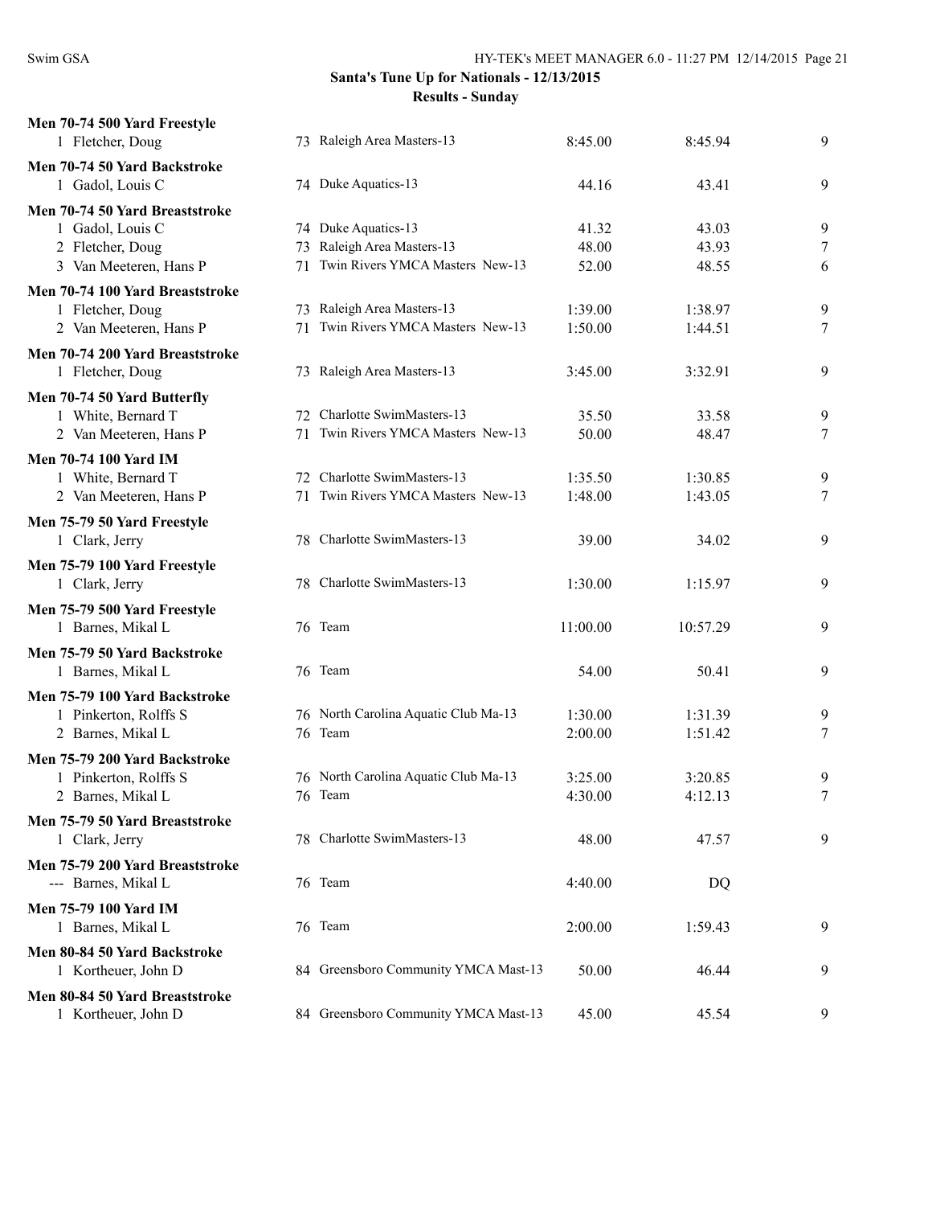# Santa's Tune Up for Nationals - 12/13/2015

## Results - Sunday

**Men 70-74 500 Yard Freestyle**

| | | | | | | |
|---|---|---|---|---|---|---|
| 1 | Fletcher, Doug | 73 | Raleigh Area Masters-13 | 8:45.00 | 8:45.94 | 9 |

**Men 70-74 50 Yard Backstroke**

| | | | | | | |
|---|---|---|---|---|---|---|
| 1 | Gadol, Louis C | 74 | Duke Aquatics-13 | 44.16 | 43.41 | 9 |

**Men 70-74 50 Yard Breaststroke**

| | | | | | | |
|---|---|---|---|---|---|---|
| 1 | Gadol, Louis C | 74 | Duke Aquatics-13 | 41.32 | 43.03 | 9 |
| 2 | Fletcher, Doug | 73 | Raleigh Area Masters-13 | 48.00 | 43.93 | 7 |
| 3 | Van Meeteren, Hans P | 71 | Twin Rivers YMCA Masters New-13 | 52.00 | 48.55 | 6 |

**Men 70-74 100 Yard Breaststroke**

| | | | | | | |
|---|---|---|---|---|---|---|
| 1 | Fletcher, Doug | 73 | Raleigh Area Masters-13 | 1:39.00 | 1:38.97 | 9 |
| 2 | Van Meeteren, Hans P | 71 | Twin Rivers YMCA Masters New-13 | 1:50.00 | 1:44.51 | 7 |

**Men 70-74 200 Yard Breaststroke**

| | | | | | | |
|---|---|---|---|---|---|---|
| 1 | Fletcher, Doug | 73 | Raleigh Area Masters-13 | 3:45.00 | 3:32.91 | 9 |

**Men 70-74 50 Yard Butterfly**

| | | | | | | |
|---|---|---|---|---|---|---|
| 1 | White, Bernard T | 72 | Charlotte SwimMasters-13 | 35.50 | 33.58 | 9 |
| 2 | Van Meeteren, Hans P | 71 | Twin Rivers YMCA Masters New-13 | 50.00 | 48.47 | 7 |

**Men 70-74 100 Yard IM**

| | | | | | | |
|---|---|---|---|---|---|---|
| 1 | White, Bernard T | 72 | Charlotte SwimMasters-13 | 1:35.50 | 1:30.85 | 9 |
| 2 | Van Meeteren, Hans P | 71 | Twin Rivers YMCA Masters New-13 | 1:48.00 | 1:43.05 | 7 |

**Men 75-79 50 Yard Freestyle**

| | | | | | | |
|---|---|---|---|---|---|---|
| 1 | Clark, Jerry | 78 | Charlotte SwimMasters-13 | 39.00 | 34.02 | 9 |

**Men 75-79 100 Yard Freestyle**

| | | | | | | |
|---|---|---|---|---|---|---|
| 1 | Clark, Jerry | 78 | Charlotte SwimMasters-13 | 1:30.00 | 1:15.97 | 9 |

**Men 75-79 500 Yard Freestyle**

| | | | | | | |
|---|---|---|---|---|---|---|
| 1 | Barnes, Mikal L | 76 | Team | 11:00.00 | 10:57.29 | 9 |

**Men 75-79 50 Yard Backstroke**

| | | | | | | |
|---|---|---|---|---|---|---|
| 1 | Barnes, Mikal L | 76 | Team | 54.00 | 50.41 | 9 |

**Men 75-79 100 Yard Backstroke**

| | | | | | | |
|---|---|---|---|---|---|---|
| 1 | Pinkerton, Rolffs S | 76 | North Carolina Aquatic Club Ma-13 | 1:30.00 | 1:31.39 | 9 |
| 2 | Barnes, Mikal L | 76 | Team | 2:00.00 | 1:51.42 | 7 |

**Men 75-79 200 Yard Backstroke**

| | | | | | | |
|---|---|---|---|---|---|---|
| 1 | Pinkerton, Rolffs S | 76 | North Carolina Aquatic Club Ma-13 | 3:25.00 | 3:20.85 | 9 |
| 2 | Barnes, Mikal L | 76 | Team | 4:30.00 | 4:12.13 | 7 |

**Men 75-79 50 Yard Breaststroke**

| | | | | | | |
|---|---|---|---|---|---|---|
| 1 | Clark, Jerry | 78 | Charlotte SwimMasters-13 | 48.00 | 47.57 | 9 |

**Men 75-79 200 Yard Breaststroke**

| | | | | | | |
|---|---|---|---|---|---|---|
| --- | Barnes, Mikal L | 76 | Team | 4:40.00 | DQ | |

**Men 75-79 100 Yard IM**

| | | | | | | |
|---|---|---|---|---|---|---|
| 1 | Barnes, Mikal L | 76 | Team | 2:00.00 | 1:59.43 | 9 |

**Men 80-84 50 Yard Backstroke**

| | | | | | | |
|---|---|---|---|---|---|---|
| 1 | Kortheuer, John D | 84 | Greensboro Community YMCA Mast-13 | 50.00 | 46.44 | 9 |

**Men 80-84 50 Yard Breaststroke**

| | | | | | | |
|---|---|---|---|---|---|---|
| 1 | Kortheuer, John D | 84 | Greensboro Community YMCA Mast-13 | 45.00 | 45.54 | 9 |